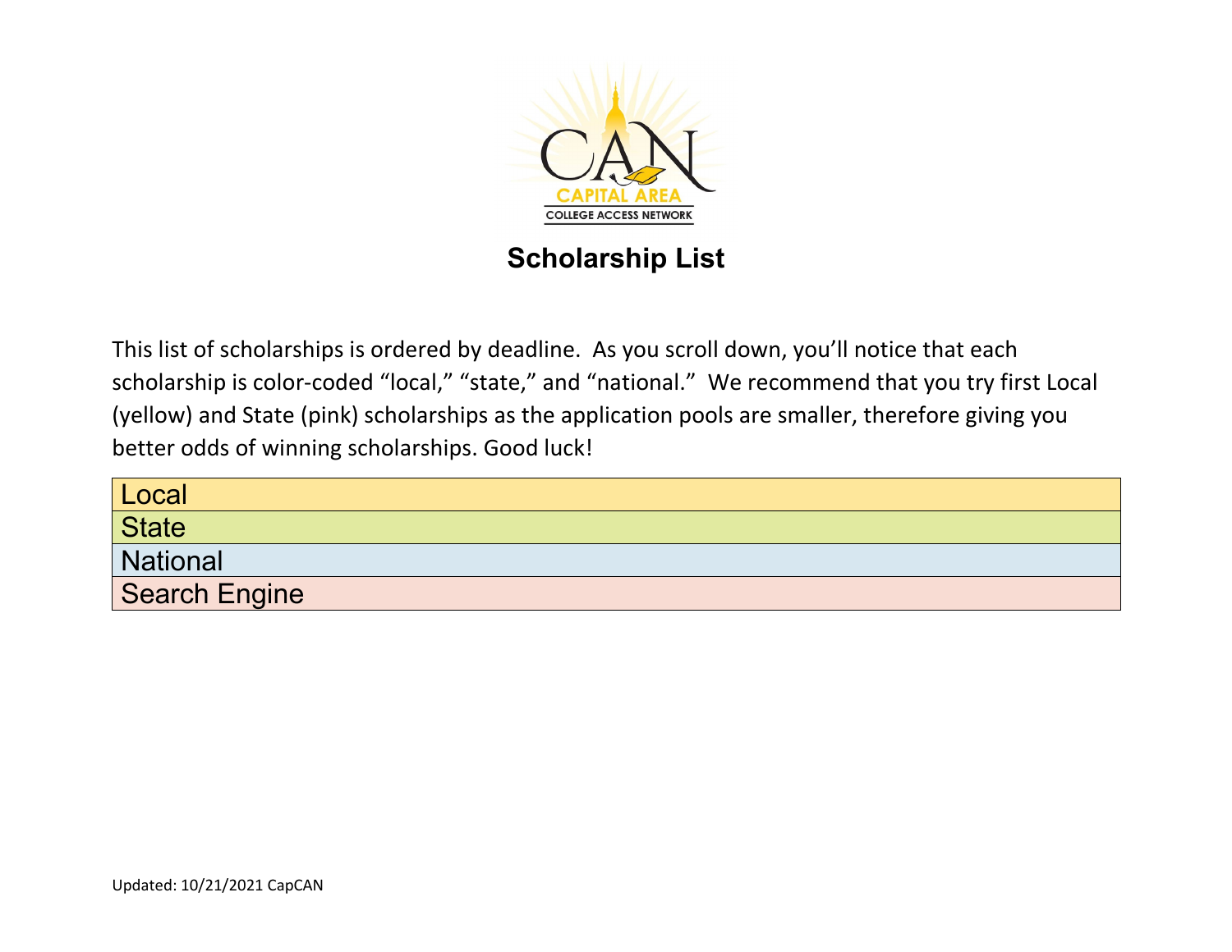CAPITAL AREA
COLLEGE ACCESS NETWORK

# Scholarship List

This list of scholarships is ordered by deadline. As you scroll down, you'll notice that each scholarship is color-coded "local," "state," and "national." We recommend that you try first Local (yellow) and State (pink) scholarships as the application pools are smaller, therefore giving you better odds of winning scholarships. Good luck!

| Local |
| --- |
| State |
| National |
| Search Engine |

Updated: 10/21/2021 CapCAN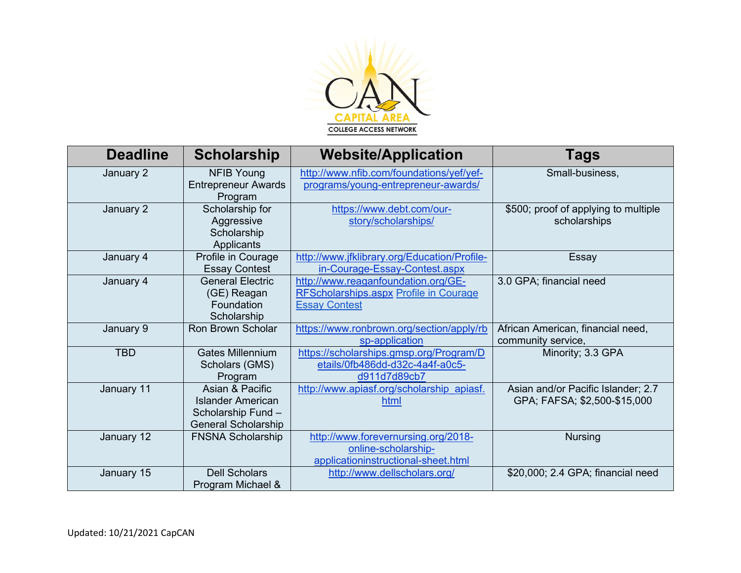| Deadline | Scholarship | Website/Application | Tags |
|---|---|---|---|
| January 2 | NFIB Young Entrepreneur Awards Program | http://www.nfib.com/foundations/yef/yef-programs/young-entrepreneur-awards/ | Small-business, |
| January 2 | Scholarship for Aggressive Scholarship Applicants | https://www.debt.com/our-story/scholarships/ | $500; proof of applying to multiple scholarships |
| January 4 | Profile in Courage Essay Contest | http://www.jfklibrary.org/Education/Profile-in-Courage-Essay-Contest.aspx | Essay |
| January 4 | General Electric (GE) Reagan Foundation Scholarship | http://www.reaganfoundation.org/GE-RFScholarships.aspx Profile in Courage Essay Contest | 3.0 GPA; financial need |
| January 9 | Ron Brown Scholar | https://www.ronbrown.org/section/apply/rbsp-application | African American, financial need, community service, |
| TBD | Gates Millennium Scholars (GMS) Program | https://scholarships.gmsp.org/Program/Details/0fb486dd-d32c-4a4f-a0c5-d911d7d89cb7 | Minority; 3.3 GPA |
| January 11 | Asian & Pacific Islander American Scholarship Fund – General Scholarship | http://www.apiasf.org/scholarship_apiasf.html | Asian and/or Pacific Islander; 2.7 GPA; FAFSA; $2,500-$15,000 |
| January 12 | FNSNA Scholarship | http://www.forevernursing.org/2018-online-scholarship-applicationinstructional-sheet.html | Nursing |
| January 15 | Dell Scholars Program Michael & | http://www.dellscholars.org/ | $20,000; 2.4 GPA; financial need |

Updated: 10/21/2021 CapCAN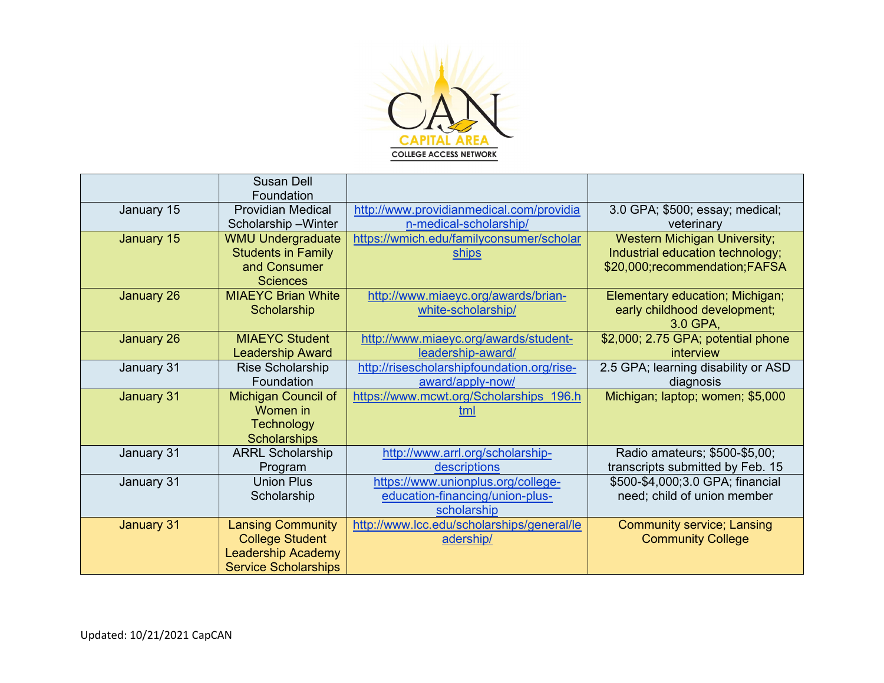| | | | |
|---|---|---|---|
| | Susan Dell Foundation | | |
| January 15 | Providian Medical Scholarship –Winter | http://www.providianmedical.com/providian-medical-scholarship/ | 3.0 GPA; $500; essay; medical; veterinary |
| January 15 | WMU Undergraduate Students in Family and Consumer Sciences | https://wmich.edu/familyconsumer/scholarships | Western Michigan University; Industrial education technology; $20,000;recommendation;FAFSA |
| January 26 | MIAEYC Brian White Scholarship | http://www.miaeyc.org/awards/brian-white-scholarship/ | Elementary education; Michigan; early childhood development; 3.0 GPA, |
| January 26 | MIAEYC Student Leadership Award | http://www.miaeyc.org/awards/student-leadership-award/ | $2,000; 2.75 GPA; potential phone interview |
| January 31 | Rise Scholarship Foundation | http://risescholarshipfoundation.org/rise-award/apply-now/ | 2.5 GPA; learning disability or ASD diagnosis |
| January 31 | Michigan Council of Women in Technology Scholarships | https://www.mcwt.org/Scholarships_196.html | Michigan; laptop; women; $5,000 |
| January 31 | ARRL Scholarship Program | http://www.arrl.org/scholarship-descriptions | Radio amateurs; $500-$5,00; transcripts submitted by Feb. 15 |
| January 31 | Union Plus Scholarship | https://www.unionplus.org/college-education-financing/union-plus-scholarship | $500-$4,000;3.0 GPA; financial need; child of union member |
| January 31 | Lansing Community College Student Leadership Academy Service Scholarships | http://www.lcc.edu/scholarships/general/leadership/ | Community service; Lansing Community College |

Updated: 10/21/2021 CapCAN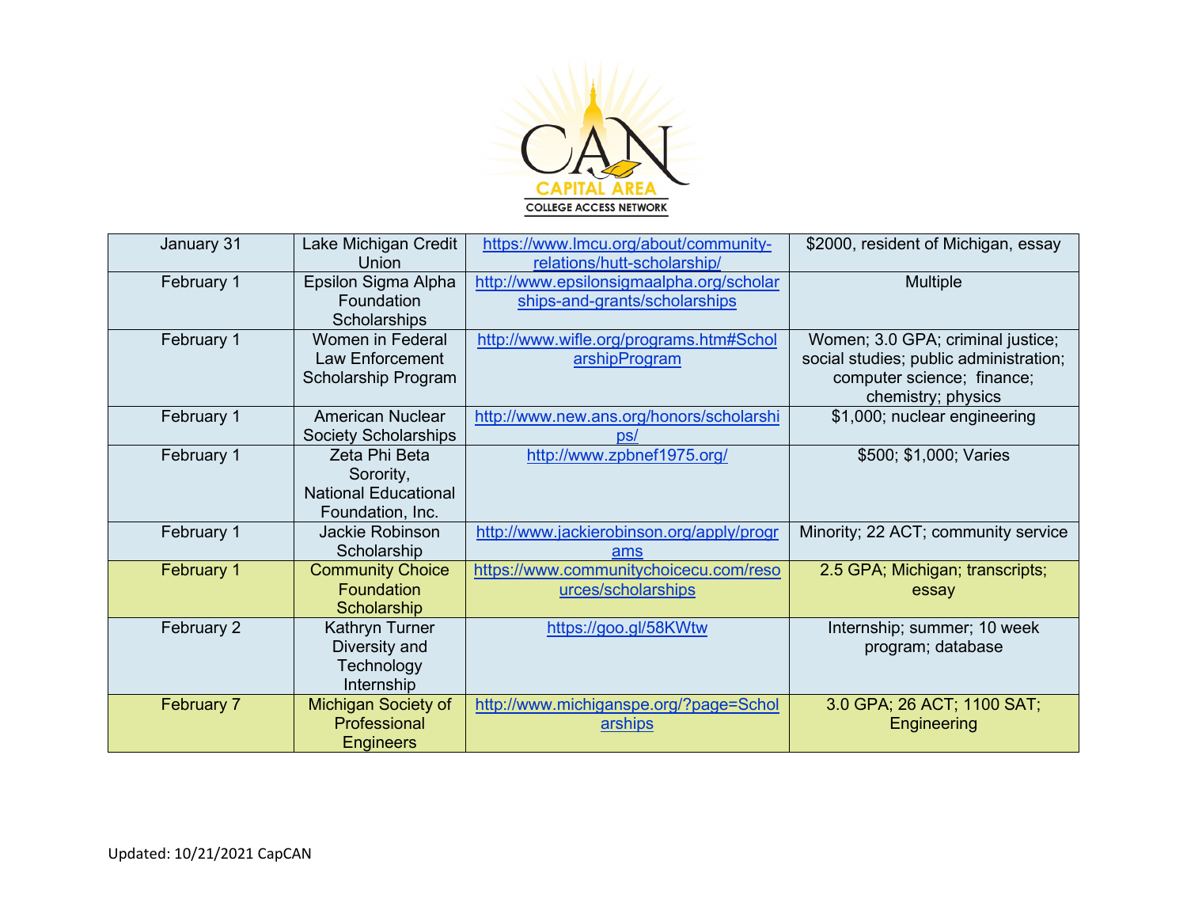| January 31 | Lake Michigan Credit Union | https://www.lmcu.org/about/community-relations/hutt-scholarship/ | $2000, resident of Michigan, essay |
|---|---|---|---|
| February 1 | Epsilon Sigma Alpha Foundation Scholarships | http://www.epsilonsigmaalpha.org/scholarships-and-grants/scholarships | Multiple |
| February 1 | Women in Federal Law Enforcement Scholarship Program | http://www.wifle.org/programs.htm#ScholarshipProgram | Women; 3.0 GPA; criminal justice; social studies; public administration; computer science; finance; chemistry; physics |
| February 1 | American Nuclear Society Scholarships | http://www.new.ans.org/honors/scholarships/ | $1,000; nuclear engineering |
| February 1 | Zeta Phi Beta Sorority, National Educational Foundation, Inc. | http://www.zpbnef1975.org/ | $500; $1,000; Varies |
| February 1 | Jackie Robinson Scholarship | http://www.jackierobinson.org/apply/programs | Minority; 22 ACT; community service |
| February 1 | Community Choice Foundation Scholarship | https://www.communitychoicecu.com/resources/scholarships | 2.5 GPA; Michigan; transcripts; essay |
| February 2 | Kathryn Turner Diversity and Technology Internship | https://goo.gl/58KWtw | Internship; summer; 10 week program; database |
| February 7 | Michigan Society of Professional Engineers | http://www.michiganspe.org/?page=Scholarships | 3.0 GPA; 26 ACT; 1100 SAT; Engineering |

Updated: 10/21/2021 CapCAN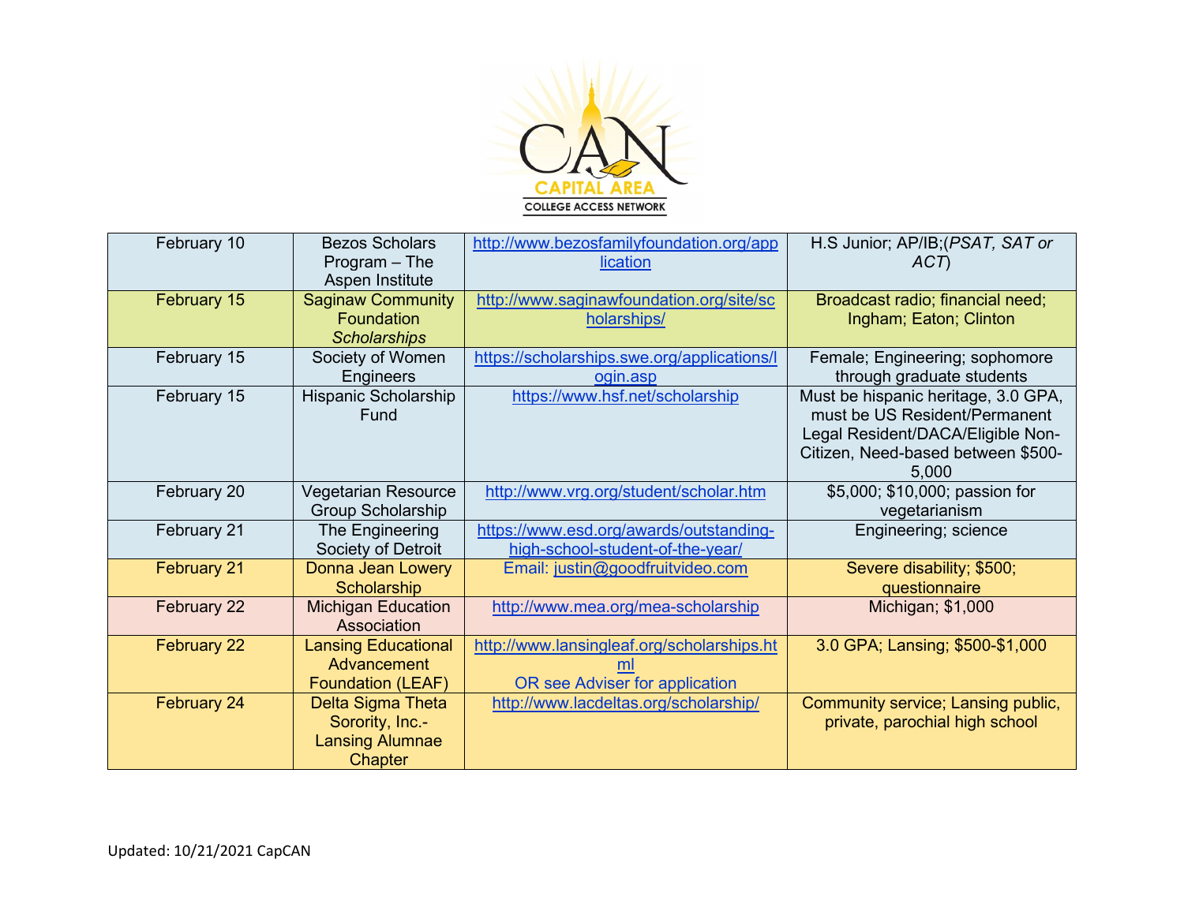| February 10 | Bezos Scholars Program – The Aspen Institute | http://www.bezosfamilyfoundation.org/application | H.S Junior; AP/IB;(*PSAT, SAT or ACT*) |
|---|---|---|---|
| February 15 | Saginaw Community Foundation *Scholarships* | http://www.saginawfoundation.org/site/scholarships/ | Broadcast radio; financial need; Ingham; Eaton; Clinton |
| February 15 | Society of Women Engineers | https://scholarships.swe.org/applications/login.asp | Female; Engineering; sophomore through graduate students |
| February 15 | Hispanic Scholarship Fund | https://www.hsf.net/scholarship | Must be hispanic heritage, 3.0 GPA, must be US Resident/Permanent Legal Resident/DACA/Eligible Non-Citizen, Need-based between $500-5,000 |
| February 20 | Vegetarian Resource Group Scholarship | http://www.vrg.org/student/scholar.htm | $5,000; $10,000; passion for vegetarianism |
| February 21 | The Engineering Society of Detroit | https://www.esd.org/awards/outstanding-high-school-student-of-the-year/ | Engineering; science |
| February 21 | Donna Jean Lowery Scholarship | Email: justin@goodfruitvideo.com | Severe disability; $500; questionnaire |
| February 22 | Michigan Education Association | http://www.mea.org/mea-scholarship | Michigan; $1,000 |
| February 22 | Lansing Educational Advancement Foundation (LEAF) | http://www.lansingleaf.org/scholarships.html OR see Adviser for application | 3.0 GPA; Lansing; $500-$1,000 |
| February 24 | Delta Sigma Theta Sorority, Inc.- Lansing Alumnae Chapter | http://www.lacdeltas.org/scholarship/ | Community service; Lansing public, private, parochial high school |

Updated: 10/21/2021 CapCAN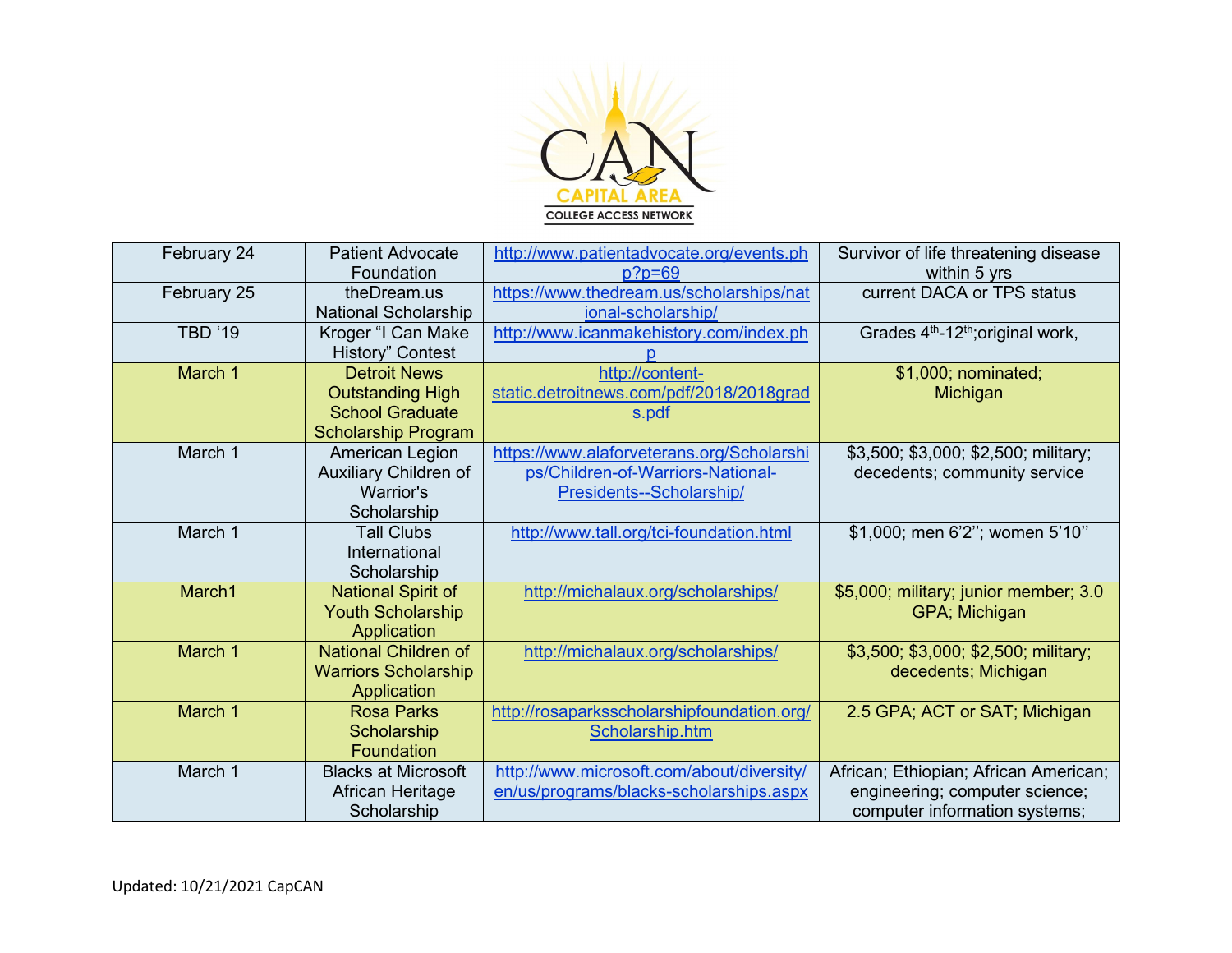| February 24 | Patient Advocate Foundation | http://www.patientadvocate.org/events.php?p=69 | Survivor of life threatening disease within 5 yrs |
|---|---|---|---|
| February 25 | theDream.us National Scholarship | https://www.thedream.us/scholarships/national-scholarship/ | current DACA or TPS status |
| TBD '19 | Kroger "I Can Make History" Contest | http://www.icanmakehistory.com/index.php | Grades 4th-12th;original work, |
| March 1 | Detroit News Outstanding High School Graduate Scholarship Program | http://content-static.detroitnews.com/pdf/2018/2018grads.pdf | $1,000; nominated; Michigan |
| March 1 | American Legion Auxiliary Children of Warrior's Scholarship | https://www.alaforveterans.org/Scholarships/Children-of-Warriors-National-Presidents--Scholarship/ | $3,500; $3,000; $2,500; military; decedents; community service |
| March 1 | Tall Clubs International Scholarship | http://www.tall.org/tci-foundation.html | $1,000; men 6'2''; women 5'10'' |
| March1 | National Spirit of Youth Scholarship Application | http://michalaux.org/scholarships/ | $5,000; military; junior member; 3.0 GPA; Michigan |
| March 1 | National Children of Warriors Scholarship Application | http://michalaux.org/scholarships/ | $3,500; $3,000; $2,500; military; decedents; Michigan |
| March 1 | Rosa Parks Scholarship Foundation | http://rosaparksscholarshipfoundation.org/Scholarship.htm | 2.5 GPA; ACT or SAT; Michigan |
| March 1 | Blacks at Microsoft African Heritage Scholarship | http://www.microsoft.com/about/diversity/en/us/programs/blacks-scholarships.aspx | African; Ethiopian; African American; engineering; computer science; computer information systems; |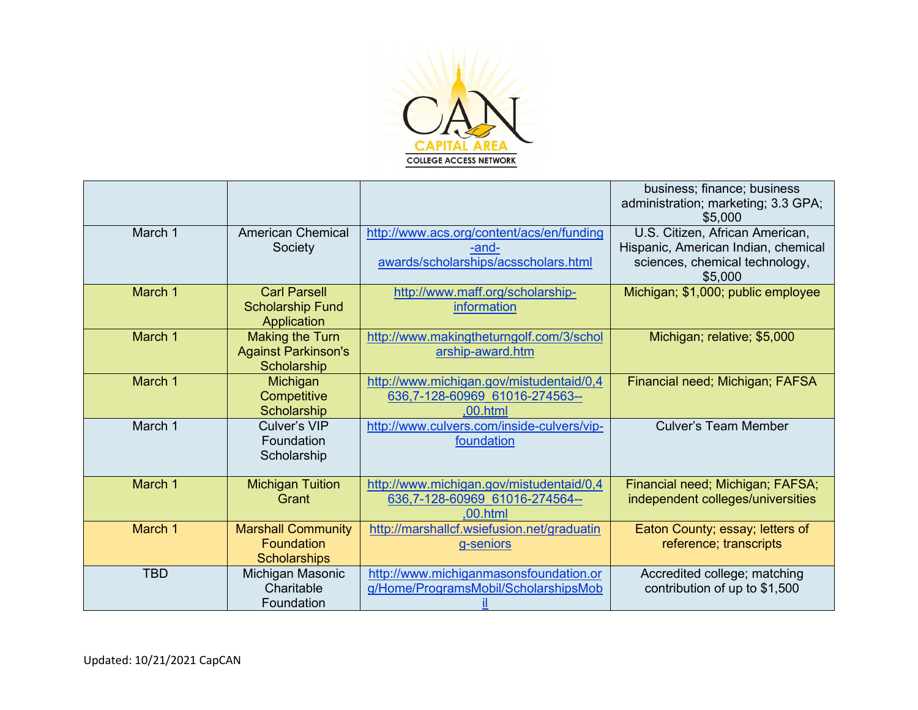| | | | |
|---|---|---|---|
| | | | business; finance; business administration; marketing; 3.3 GPA; $5,000 |
| March 1 | American Chemical Society | http://www.acs.org/content/acs/en/funding-and-awards/scholarships/acsscholars.html | U.S. Citizen, African American, Hispanic, American Indian, chemical sciences, chemical technology, $5,000 |
| March 1 | Carl Parsell Scholarship Fund Application | http://www.maff.org/scholarship-information | Michigan; $1,000; public employee |
| March 1 | Making the Turn Against Parkinson's Scholarship | http://www.makingtheturngolf.com/3/scholarship-award.htm | Michigan; relative; $5,000 |
| March 1 | Michigan Competitive Scholarship | http://www.michigan.gov/mistudentaid/0,4636,7-128-60969_61016-274563--,00.html | Financial need; Michigan; FAFSA |
| March 1 | Culver's VIP Foundation Scholarship | http://www.culvers.com/inside-culvers/vip-foundation | Culver's Team Member |
| March 1 | Michigan Tuition Grant | http://www.michigan.gov/mistudentaid/0,4636,7-128-60969_61016-274564--,00.html | Financial need; Michigan; FAFSA; independent colleges/universities |
| March 1 | Marshall Community Foundation Scholarships | http://marshallcf.wsiefusion.net/graduating-seniors | Eaton County; essay; letters of reference; transcripts |
| TBD | Michigan Masonic Charitable Foundation | http://www.michiganmasonsfoundation.org/Home/ProgramsMobil/ScholarshipsMobil | Accredited college; matching contribution of up to $1,500 |

Updated: 10/21/2021 CapCAN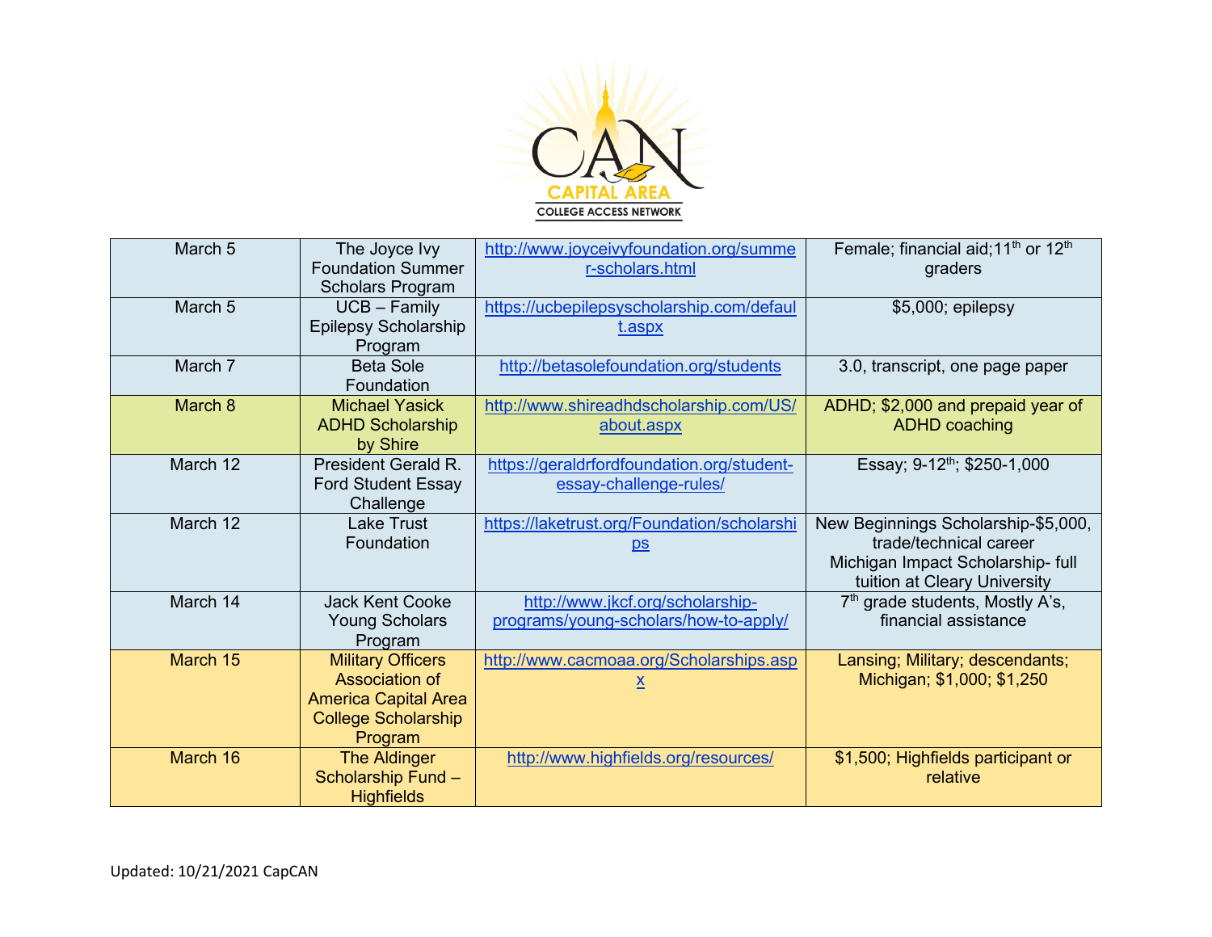| March 5 | The Joyce Ivy Foundation Summer Scholars Program | http://www.joyceivyfoundation.org/summer-scholars.html | Female; financial aid;11th or 12th graders |
|---|---|---|---|
| March 5 | UCB – Family Epilepsy Scholarship Program | https://ucbepilepsyscholarship.com/default.aspx | $5,000; epilepsy |
| March 7 | Beta Sole Foundation | http://betasolefoundation.org/students | 3.0, transcript, one page paper |
| March 8 | Michael Yasick ADHD Scholarship by Shire | http://www.shireadhdscholarship.com/US/about.aspx | ADHD; $2,000 and prepaid year of ADHD coaching |
| March 12 | President Gerald R. Ford Student Essay Challenge | https://geraldrfordfoundation.org/student-essay-challenge-rules/ | Essay; 9-12th; $250-1,000 |
| March 12 | Lake Trust Foundation | https://laketrust.org/Foundation/scholarships | New Beginnings Scholarship-$5,000, trade/technical career<br>Michigan Impact Scholarship- full tuition at Cleary University |
| March 14 | Jack Kent Cooke Young Scholars Program | http://www.jkcf.org/scholarship-programs/young-scholars/how-to-apply/ | 7th grade students, Mostly A's, financial assistance |
| March 15 | Military Officers Association of America Capital Area College Scholarship Program | http://www.cacmoaa.org/Scholarships.aspx | Lansing; Military; descendants; Michigan; $1,000; $1,250 |
| March 16 | The Aldinger Scholarship Fund – Highfields | http://www.highfields.org/resources/ | $1,500; Highfields participant or relative |

Updated: 10/21/2021 CapCAN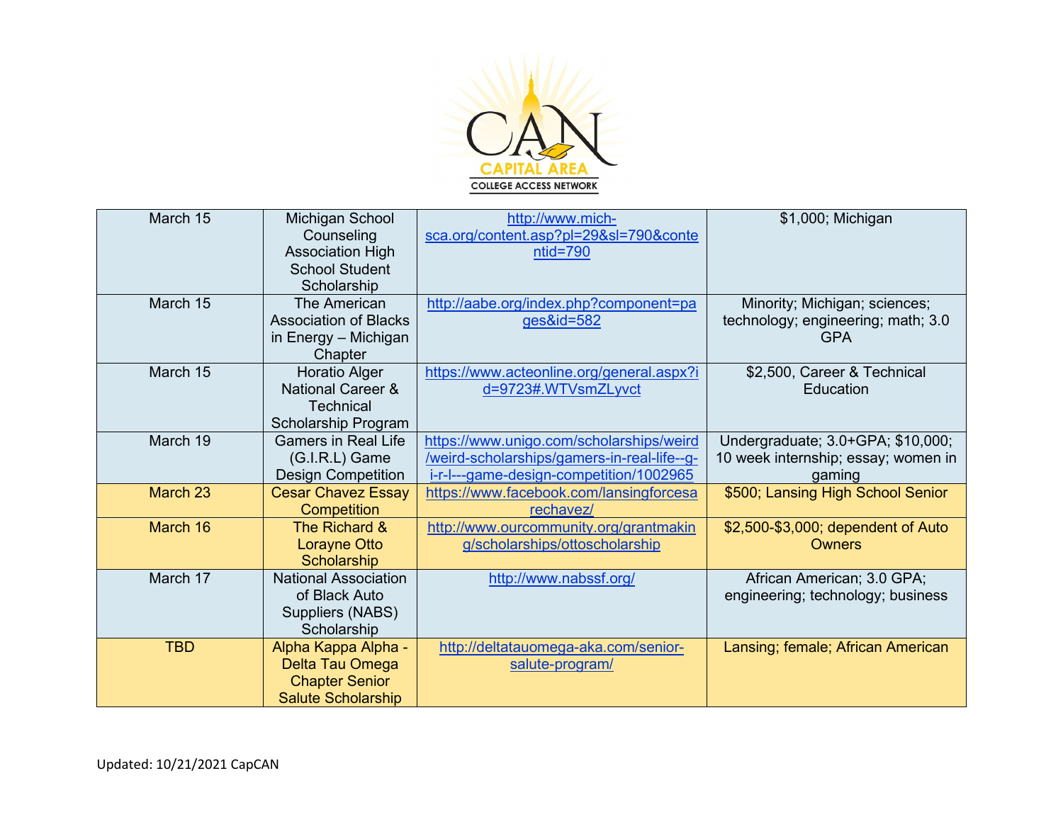| | | | |
|---|---|---|---|
| March 15 | Michigan School Counseling Association High School Student Scholarship | http://www.mich-sca.org/content.asp?pl=29&sl=790&contentid=790 | $1,000; Michigan |
| March 15 | The American Association of Blacks in Energy – Michigan Chapter | http://aabe.org/index.php?component=pages&id=582 | Minority; Michigan; sciences; technology; engineering; math; 3.0 GPA |
| March 15 | Horatio Alger National Career & Technical Scholarship Program | https://www.acteonline.org/general.aspx?id=9723#.WTVsmZLyvct | $2,500, Career & Technical Education |
| March 19 | Gamers in Real Life (G.I.R.L) Game Design Competition | https://www.unigo.com/scholarships/weird/weird-scholarships/gamers-in-real-life--g-i-r-l---game-design-competition/1002965 | Undergraduate; 3.0+GPA; $10,000; 10 week internship; essay; women in gaming |
| March 23 | Cesar Chavez Essay Competition | https://www.facebook.com/lansingforcesarechavez/ | $500; Lansing High School Senior |
| March 16 | The Richard & Lorayne Otto Scholarship | http://www.ourcommunity.org/grantmaking/scholarships/ottoscholarship | $2,500-$3,000; dependent of Auto Owners |
| March 17 | National Association of Black Auto Suppliers (NABS) Scholarship | http://www.nabssf.org/ | African American; 3.0 GPA; engineering; technology; business |
| TBD | Alpha Kappa Alpha - Delta Tau Omega Chapter Senior Salute Scholarship | http://deltatauomega-aka.com/senior-salute-program/ | Lansing; female; African American |

Updated: 10/21/2021 CapCAN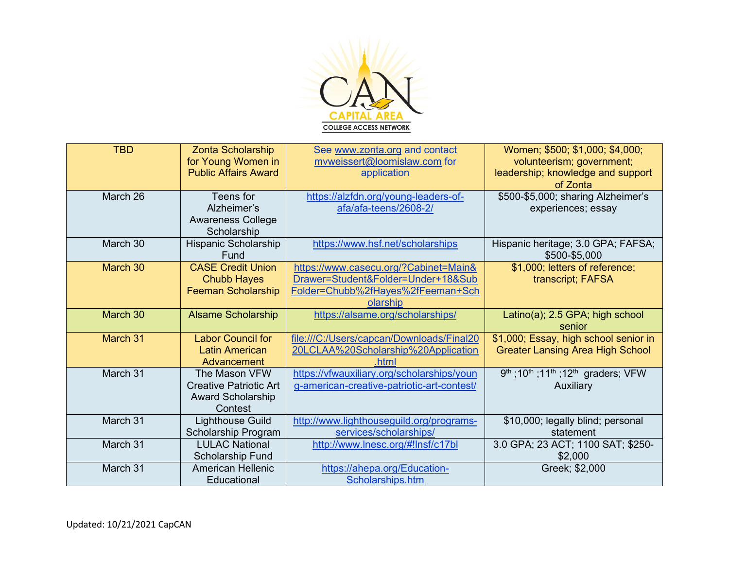| TBD | Zonta Scholarship for Young Women in Public Affairs Award | See www.zonta.org and contact mvweissert@loomislaw.com for application | Women; $500; $1,000; $4,000; volunteerism; government; leadership; knowledge and support of Zonta |
|---|---|---|---|
| March 26 | Teens for Alzheimer's Awareness College Scholarship | https://alzfdn.org/young-leaders-of-afa/afa-teens/2608-2/ | $500-$5,000; sharing Alzheimer's experiences; essay |
| March 30 | Hispanic Scholarship Fund | https://www.hsf.net/scholarships | Hispanic heritage; 3.0 GPA; FAFSA; $500-$5,000 |
| March 30 | CASE Credit Union Chubb Hayes Feeman Scholarship | https://www.casecu.org/?Cabinet=Main&Drawer=Student&Folder=Under+18&SubFolder=Chubb%2fHayes%2fFeeman+Scholarship | $1,000; letters of reference; transcript; FAFSA |
| March 30 | Alsame Scholarship | https://alsame.org/scholarships/ | Latino(a); 2.5 GPA; high school senior |
| March 31 | Labor Council for Latin American Advancement | file:///C:/Users/capcan/Downloads/Final2020LCLAA%20Scholarship%20Application.html | $1,000; Essay, high school senior in Greater Lansing Area High School |
| March 31 | The Mason VFW Creative Patriotic Art Award Scholarship Contest | https://vfwauxiliary.org/scholarships/young-american-creative-patriotic-art-contest/ | 9th ;10th ;11th ;12th graders; VFW Auxiliary |
| March 31 | Lighthouse Guild Scholarship Program | http://www.lighthouseguild.org/programs-services/scholarships/ | $10,000; legally blind; personal statement |
| March 31 | LULAC National Scholarship Fund | http://www.lnesc.org/#!lnsf/c17bl | 3.0 GPA; 23 ACT; 1100 SAT; $250-$2,000 |
| March 31 | American Hellenic Educational | https://ahepa.org/Education-Scholarships.htm | Greek; $2,000 |

Updated: 10/21/2021 CapCAN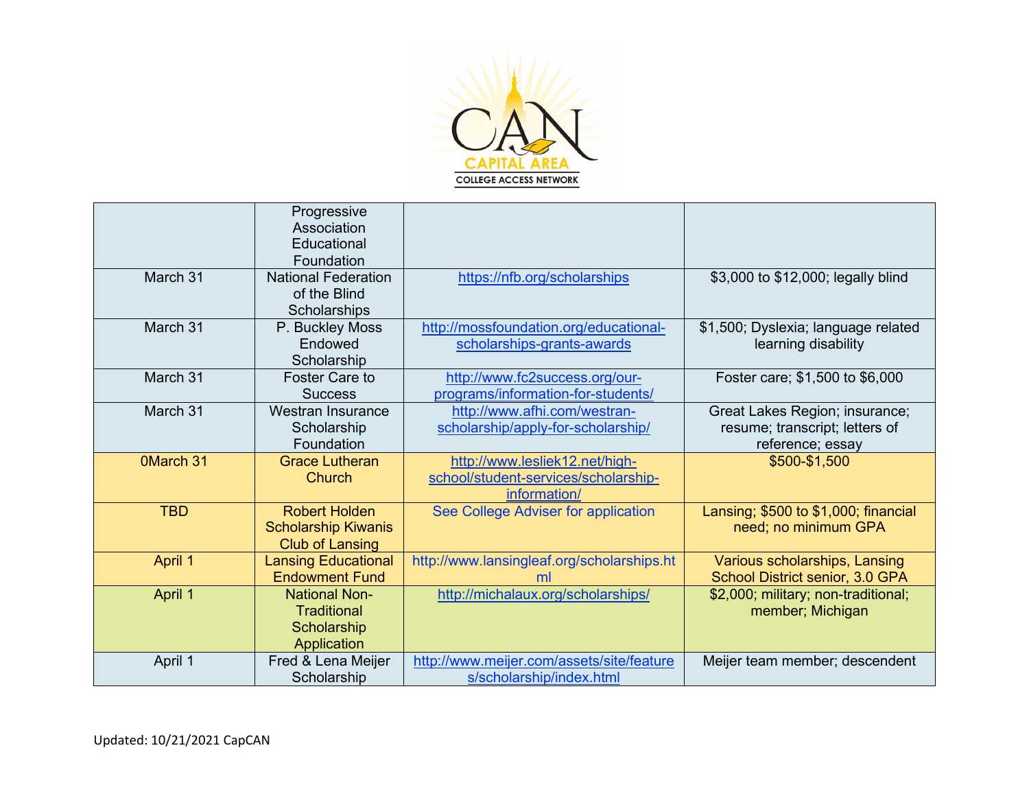|  | Progressive Association Educational Foundation |  |  |
|---|---|---|---|
| March 31 | National Federation of the Blind Scholarships | https://nfb.org/scholarships | $3,000 to $12,000; legally blind |
| March 31 | P. Buckley Moss Endowed Scholarship | http://mossfoundation.org/educational-scholarships-grants-awards | $1,500; Dyslexia; language related learning disability |
| March 31 | Foster Care to Success | http://www.fc2success.org/our-programs/information-for-students/ | Foster care; $1,500 to $6,000 |
| March 31 | Westran Insurance Scholarship Foundation | http://www.afhi.com/westran-scholarship/apply-for-scholarship/ | Great Lakes Region; insurance; resume; transcript; letters of reference; essay |
| 0March 31 | Grace Lutheran Church | http://www.lesliek12.net/high-school/student-services/scholarship-information/ | $500-$1,500 |
| TBD | Robert Holden Scholarship Kiwanis Club of Lansing | See College Adviser for application | Lansing; $500 to $1,000; financial need; no minimum GPA |
| April 1 | Lansing Educational Endowment Fund | http://www.lansingleaf.org/scholarships.html | Various scholarships, Lansing School District senior, 3.0 GPA |
| April 1 | National Non-Traditional Scholarship Application | http://michalaux.org/scholarships/ | $2,000; military; non-traditional; member; Michigan |
| April 1 | Fred & Lena Meijer Scholarship | http://www.meijer.com/assets/site/features/scholarship/index.html | Meijer team member; descendent |

Updated: 10/21/2021 CapCAN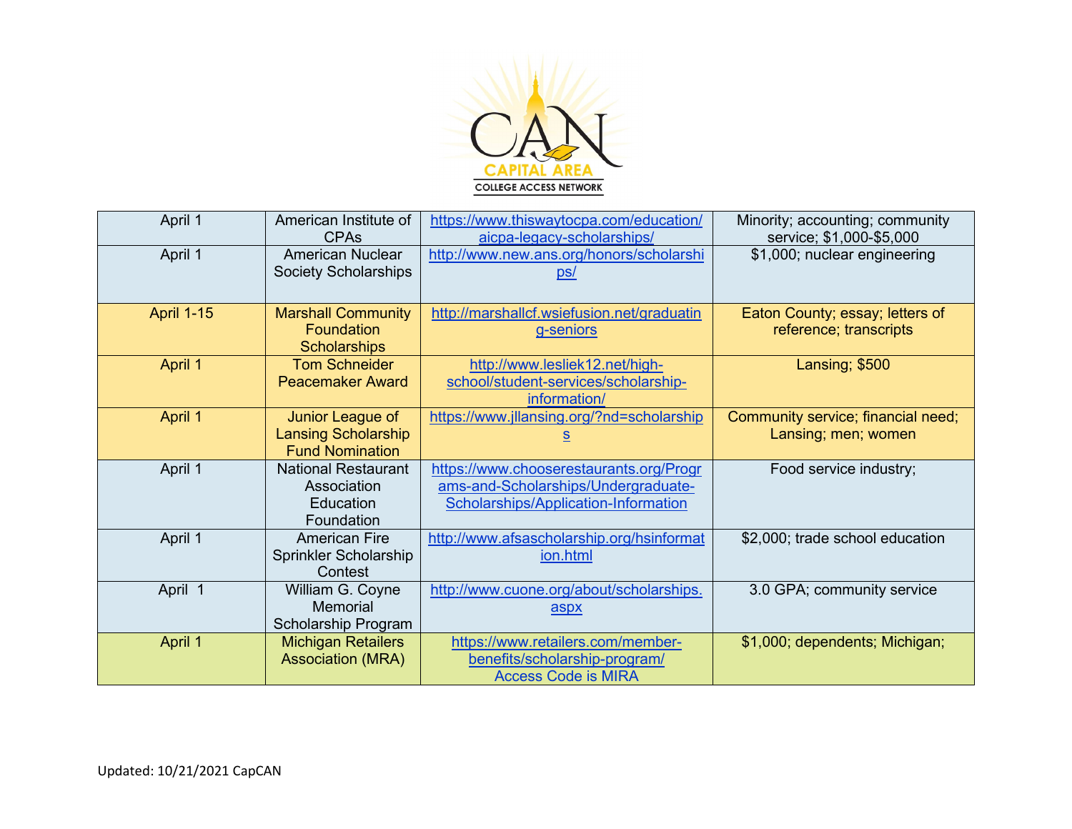| April 1 | American Institute of CPAs | https://www.thiswaytocpa.com/education/aicpa-legacy-scholarships/ | Minority; accounting; community service; $1,000-$5,000 |
|---|---|---|---|
| April 1 | American Nuclear Society Scholarships | http://www.new.ans.org/honors/scholarships/ | $1,000; nuclear engineering |
| April 1-15 | Marshall Community Foundation Scholarships | http://marshallcf.wsiefusion.net/graduating-seniors | Eaton County; essay; letters of reference; transcripts |
| April 1 | Tom Schneider Peacemaker Award | http://www.lesliek12.net/high-school/student-services/scholarship-information/ | Lansing; $500 |
| April 1 | Junior League of Lansing Scholarship Fund Nomination | https://www.jllansing.org/?nd=scholarships | Community service; financial need; Lansing; men; women |
| April 1 | National Restaurant Association Education Foundation | https://www.chooserestaurants.org/Programs-and-Scholarships/Undergraduate-Scholarships/Application-Information | Food service industry; |
| April 1 | American Fire Sprinkler Scholarship Contest | http://www.afsascholarship.org/hsinformation.html | $2,000; trade school education |
| April 1 | William G. Coyne Memorial Scholarship Program | http://www.cuone.org/about/scholarships.aspx | 3.0 GPA; community service |
| April 1 | Michigan Retailers Association (MRA) | https://www.retailers.com/member-benefits/scholarship-program/ Access Code is MIRA | $1,000; dependents; Michigan; |

Updated: 10/21/2021 CapCAN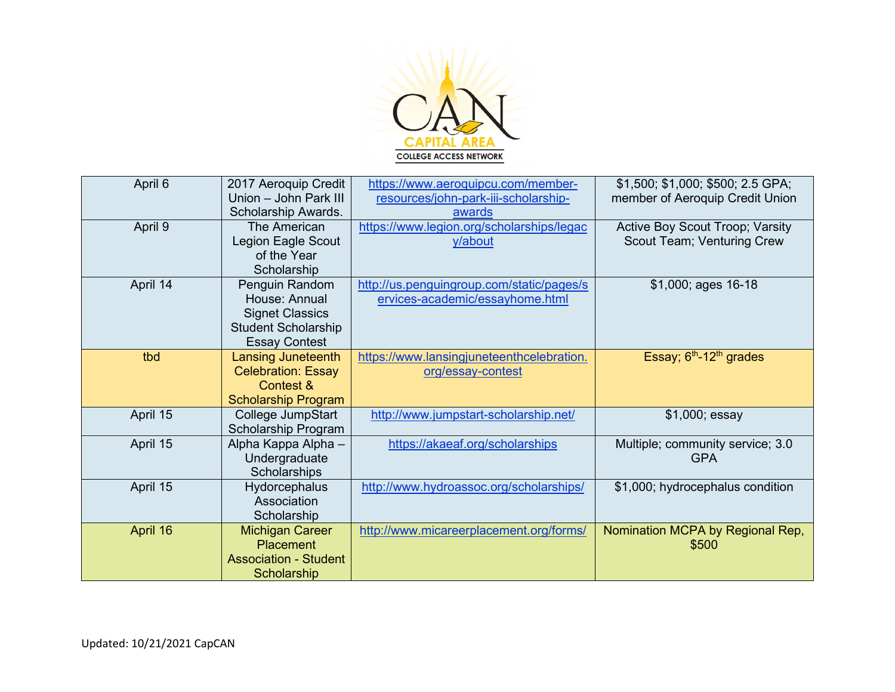| | | | |
|---|---|---|---|
| April 6 | 2017 Aeroquip Credit Union – John Park III Scholarship Awards. | https://www.aeroquipcu.com/member-resources/john-park-iii-scholarship-awards | $1,500; $1,000; $500; 2.5 GPA; member of Aeroquip Credit Union |
| April 9 | The American Legion Eagle Scout of the Year Scholarship | https://www.legion.org/scholarships/legacy/about | Active Boy Scout Troop; Varsity Scout Team; Venturing Crew |
| April 14 | Penguin Random House: Annual Signet Classics Student Scholarship Essay Contest | http://us.penguingroup.com/static/pages/services-academic/essayhome.html | $1,000; ages 16-18 |
| tbd | Lansing Juneteenth Celebration: Essay Contest & Scholarship Program | https://www.lansingjuneteenthcelebration.org/essay-contest | Essay; 6th-12th grades |
| April 15 | College JumpStart Scholarship Program | http://www.jumpstart-scholarship.net/ | $1,000; essay |
| April 15 | Alpha Kappa Alpha – Undergraduate Scholarships | https://akaeaf.org/scholarships | Multiple; community service; 3.0 GPA |
| April 15 | Hydorcephalus Association Scholarship | http://www.hydroassoc.org/scholarships/ | $1,000; hydrocephalus condition |
| April 16 | Michigan Career Placement Association - Student Scholarship | http://www.micareerplacement.org/forms/ | Nomination MCPA by Regional Rep, $500 |

Updated: 10/21/2021 CapCAN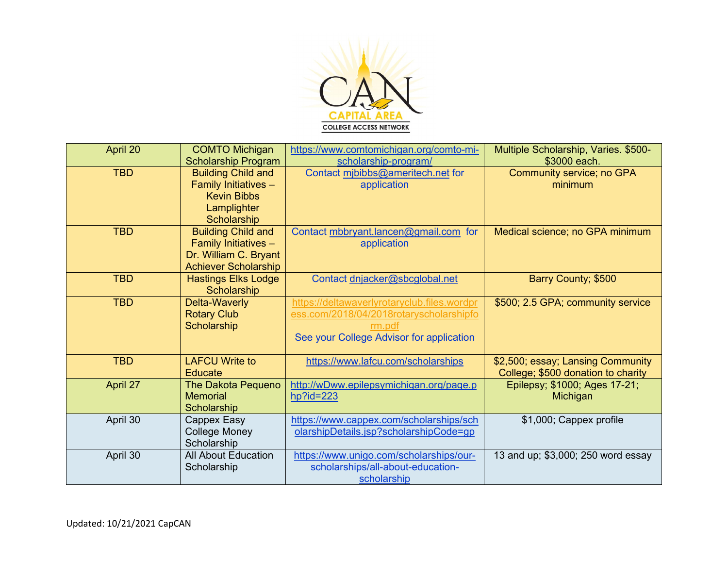| April 20 | COMTO Michigan Scholarship Program | https://www.comtomichigan.org/comto-mi-scholarship-program/ | Multiple Scholarship, Varies. $500-$3000 each. |
|---|---|---|---|
| TBD | Building Child and Family Initiatives – Kevin Bibbs Lamplighter Scholarship | Contact mjbibbs@ameritech.net for application | Community service; no GPA minimum |
| TBD | Building Child and Family Initiatives – Dr. William C. Bryant Achiever Scholarship | Contact mbbryant.lancen@gmail.com for application | Medical science; no GPA minimum |
| TBD | Hastings Elks Lodge Scholarship | Contact dnjacker@sbcglobal.net | Barry County; $500 |
| TBD | Delta-Waverly Rotary Club Scholarship | https://deltawaverlyrotaryclub.files.wordpress.com/2018/04/2018rotaryscholarshipform.pdf See your College Advisor for application | $500; 2.5 GPA; community service |
| TBD | LAFCU Write to Educate | https://www.lafcu.com/scholarships | $2,500; essay; Lansing Community College; $500 donation to charity |
| April 27 | The Dakota Pequeno Memorial Scholarship | http://wDww.epilepsymichigan.org/page.php?id=223 | Epilepsy; $1000; Ages 17-21; Michigan |
| April 30 | Cappex Easy College Money Scholarship | https://www.cappex.com/scholarships/scholarshipDetails.jsp?scholarshipCode=gp | $1,000; Cappex profile |
| April 30 | All About Education Scholarship | https://www.unigo.com/scholarships/our-scholarships/all-about-education-scholarship | 13 and up; $3,000; 250 word essay |

Updated: 10/21/2021 CapCAN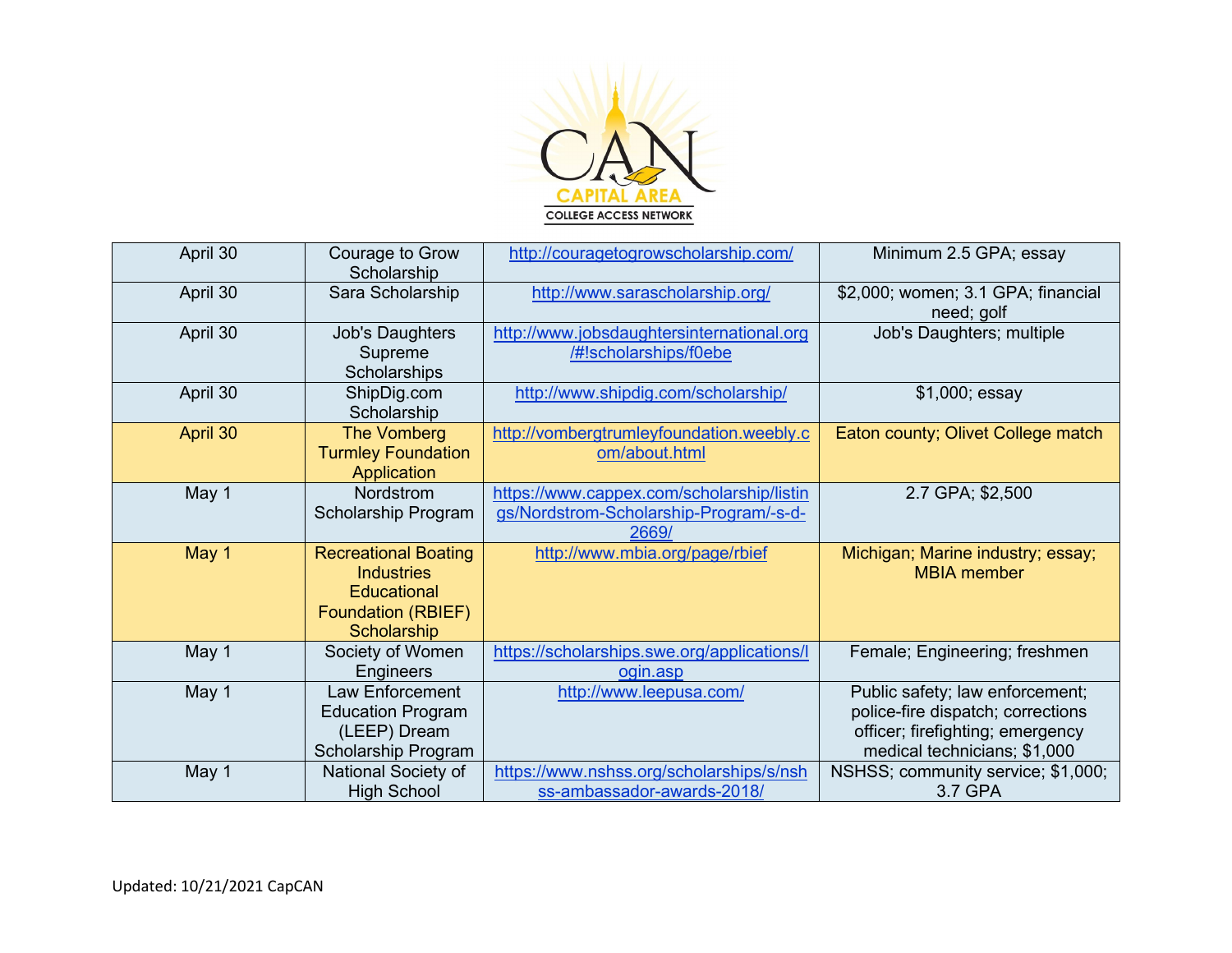| April 30 | Courage to Grow Scholarship | http://couragetogrowscholarship.com/ | Minimum 2.5 GPA; essay |
|---|---|---|---|
| April 30 | Sara Scholarship | http://www.sarascholarship.org/ | $2,000; women; 3.1 GPA; financial need; golf |
| April 30 | Job's Daughters Supreme Scholarships | http://www.jobsdaughtersinternational.org/#!scholarships/f0ebe | Job's Daughters; multiple |
| April 30 | ShipDig.com Scholarship | http://www.shipdig.com/scholarship/ | $1,000; essay |
| April 30 | The Vomberg Turmley Foundation Application | http://vombergtrumleyfoundation.weebly.com/about.html | Eaton county; Olivet College match |
| May 1 | Nordstrom Scholarship Program | https://www.cappex.com/scholarship/listings/Nordstrom-Scholarship-Program/-s-d-2669/ | 2.7 GPA; $2,500 |
| May 1 | Recreational Boating Industries Educational Foundation (RBIEF) Scholarship | http://www.mbia.org/page/rbief | Michigan; Marine industry; essay; MBIA member |
| May 1 | Society of Women Engineers | https://scholarships.swe.org/applications/login.asp | Female; Engineering; freshmen |
| May 1 | Law Enforcement Education Program (LEEP) Dream Scholarship Program | http://www.leepusa.com/ | Public safety; law enforcement; police-fire dispatch; corrections officer; firefighting; emergency medical technicians; $1,000 |
| May 1 | National Society of High School | https://www.nshss.org/scholarships/s/nshss-ambassador-awards-2018/ | NSHSS; community service; $1,000; 3.7 GPA |

Updated: 10/21/2021 CapCAN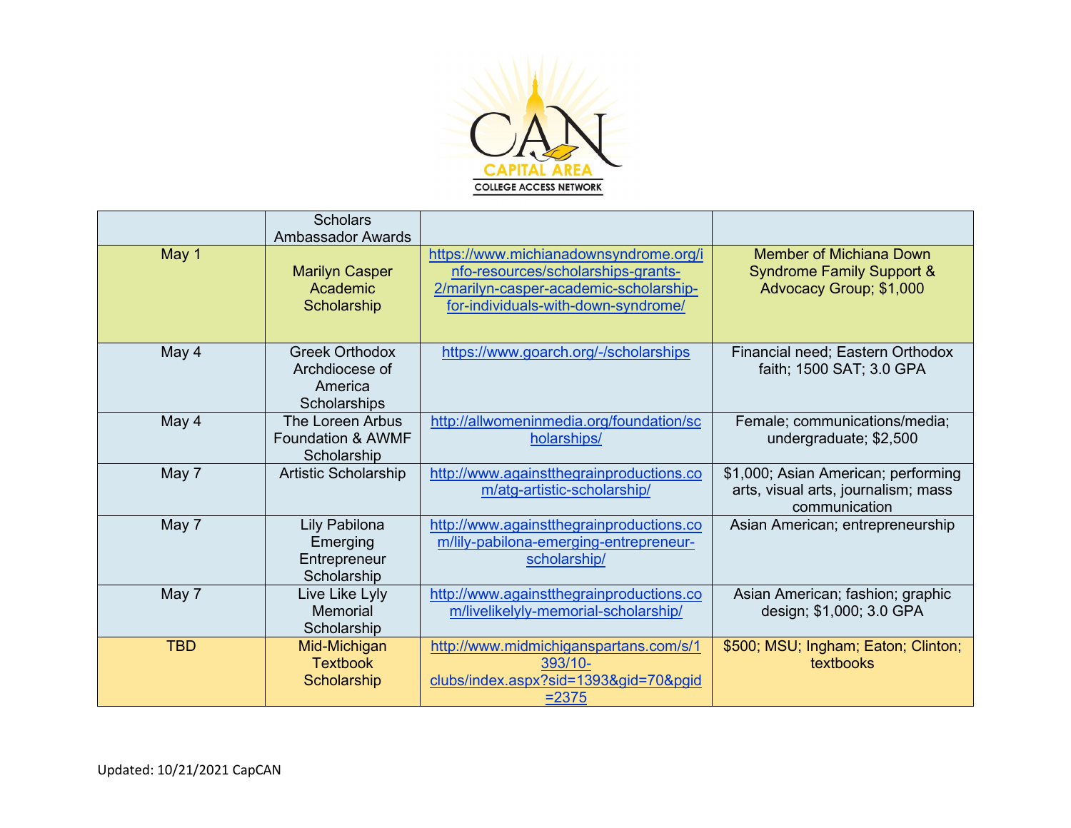| | | | |
|---|---|---|---|
| | Scholars Ambassador Awards | | |
| May 1 | Marilyn Casper Academic Scholarship | https://www.michianadownsyndrome.org/info-resources/scholarships-grants-2/marilyn-casper-academic-scholarship-for-individuals-with-down-syndrome/ | Member of Michiana Down Syndrome Family Support & Advocacy Group; $1,000 |
| May 4 | Greek Orthodox Archdiocese of America Scholarships | https://www.goarch.org/-/scholarships | Financial need; Eastern Orthodox faith; 1500 SAT; 3.0 GPA |
| May 4 | The Loreen Arbus Foundation & AWMF Scholarship | http://allwomeninmedia.org/foundation/scholarships/ | Female; communications/media; undergraduate; $2,500 |
| May 7 | Artistic Scholarship | http://www.againstthegrainproductions.com/atg-artistic-scholarship/ | $1,000; Asian American; performing arts, visual arts, journalism; mass communication |
| May 7 | Lily Pabilona Emerging Entrepreneur Scholarship | http://www.againstthegrainproductions.com/lily-pabilona-emerging-entrepreneur-scholarship/ | Asian American; entrepreneurship |
| May 7 | Live Like Lyly Memorial Scholarship | http://www.againstthegrainproductions.com/livelikelyly-memorial-scholarship/ | Asian American; fashion; graphic design; $1,000; 3.0 GPA |
| TBD | Mid-Michigan Textbook Scholarship | http://www.midmichiganspartans.com/s/1393/10-clubs/index.aspx?sid=1393&gid=70&pgid=2375 | $500; MSU; Ingham; Eaton; Clinton; textbooks |

Updated: 10/21/2021 CapCAN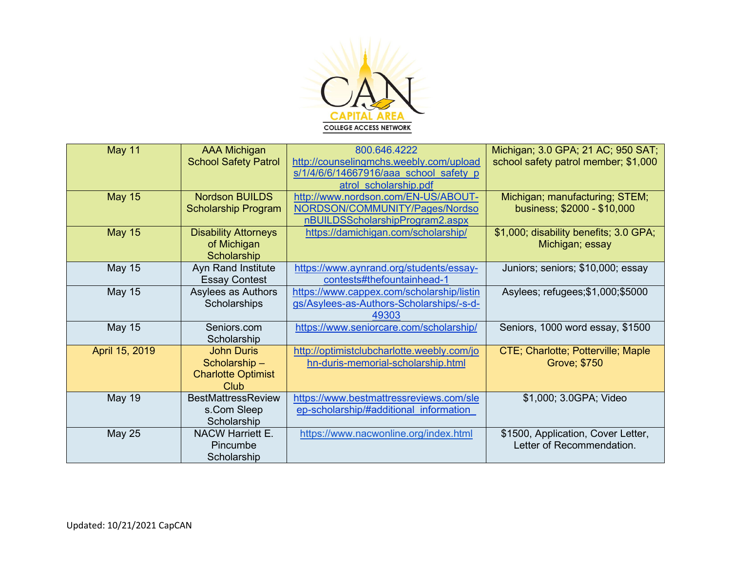| May 11 | AAA Michigan School Safety Patrol | 800.646.4222 http://counselingmchs.weebly.com/uploads/1/4/6/6/14667916/aaa_school_safety_patrol_scholarship.pdf | Michigan; 3.0 GPA; 21 AC; 950 SAT; school safety patrol member; $1,000 |
|---|---|---|---|
| May 15 | Nordson BUILDS Scholarship Program | http://www.nordson.com/EN-US/ABOUT-NORDSON/COMMUNITY/Pages/NordsonBUILDSScholarshipProgram2.aspx | Michigan; manufacturing; STEM; business; $2000 - $10,000 |
| May 15 | Disability Attorneys of Michigan Scholarship | https://damichigan.com/scholarship/ | $1,000; disability benefits; 3.0 GPA; Michigan; essay |
| May 15 | Ayn Rand Institute Essay Contest | https://www.aynrand.org/students/essay-contests#thefountainhead-1 | Juniors; seniors; $10,000; essay |
| May 15 | Asylees as Authors Scholarships | https://www.cappex.com/scholarship/listings/Asylees-as-Authors-Scholarships/-s-d-49303 | Asylees; refugees;$1,000;$5000 |
| May 15 | Seniors.com Scholarship | https://www.seniorcare.com/scholarship/ | Seniors, 1000 word essay, $1500 |
| April 15, 2019 | John Duris Scholarship – Charlotte Optimist Club | http://optimistclubcharlotte.weebly.com/john-duris-memorial-scholarship.html | CTE; Charlotte; Potterville; Maple Grove; $750 |
| May 19 | BestMattressReviews.Com Sleep Scholarship | https://www.bestmattressreviews.com/sleep-scholarship/#additional_information_ | $1,000; 3.0GPA; Video |
| May 25 | NACW Harriett E. Pincumbe Scholarship | https://www.nacwonline.org/index.html | $1500, Application, Cover Letter, Letter of Recommendation. |

Updated: 10/21/2021 CapCAN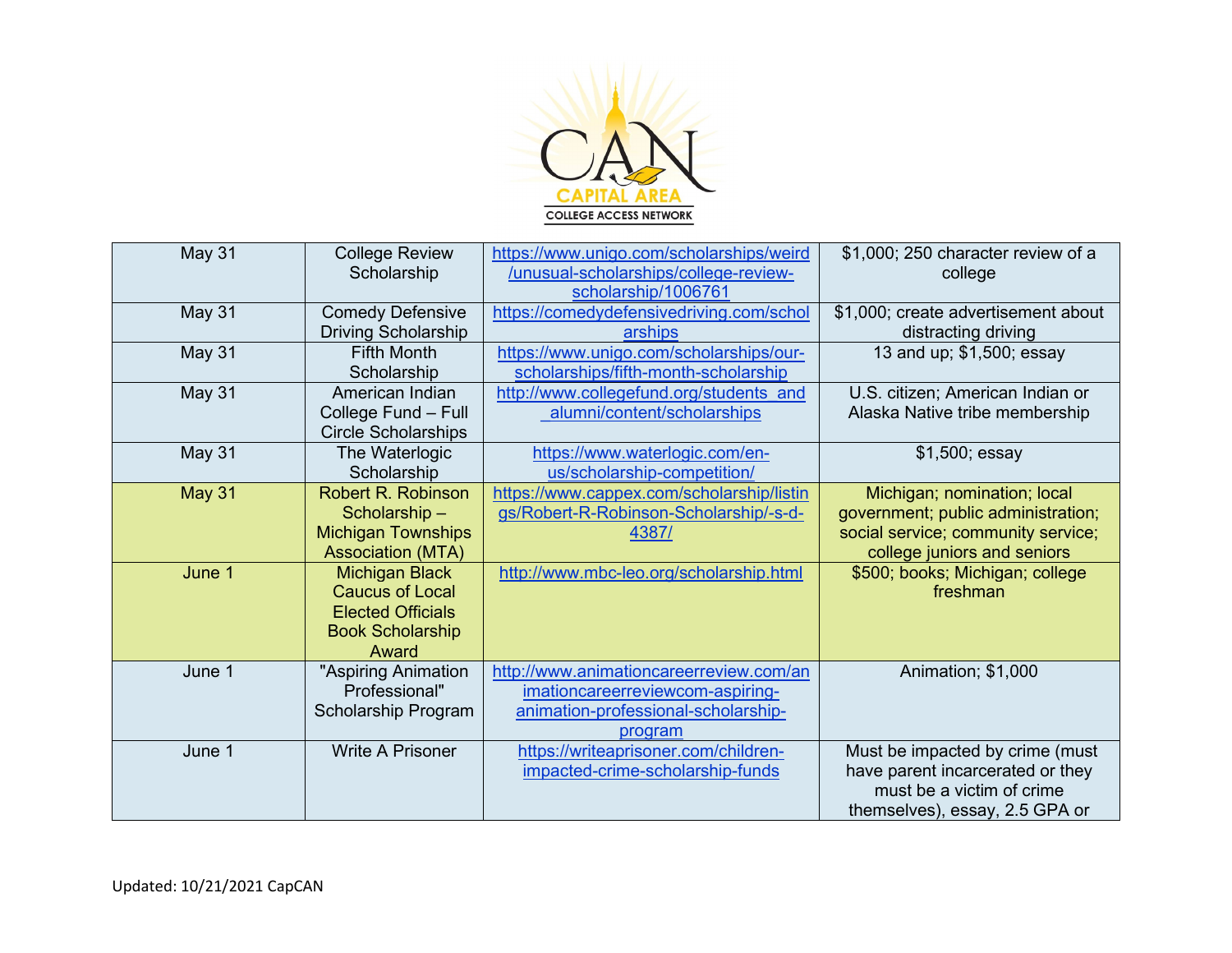| May 31 | College Review Scholarship | https://www.unigo.com/scholarships/weird/unusual-scholarships/college-review-scholarship/1006761 | $1,000; 250 character review of a college |
|---|---|---|---|
| May 31 | Comedy Defensive Driving Scholarship | https://comedydefensivedriving.com/scholarships | $1,000; create advertisement about distracting driving |
| May 31 | Fifth Month Scholarship | https://www.unigo.com/scholarships/our-scholarships/fifth-month-scholarship | 13 and up; $1,500; essay |
| May 31 | American Indian College Fund – Full Circle Scholarships | http://www.collegefund.org/students_and_alumni/content/scholarships | U.S. citizen; American Indian or Alaska Native tribe membership |
| May 31 | The Waterlogic Scholarship | https://www.waterlogic.com/en-us/scholarship-competition/ | $1,500; essay |
| May 31 | Robert R. Robinson Scholarship – Michigan Townships Association (MTA) | https://www.cappex.com/scholarship/listings/Robert-R-Robinson-Scholarship/-s-d-4387/ | Michigan; nomination; local government; public administration; social service; community service; college juniors and seniors |
| June 1 | Michigan Black Caucus of Local Elected Officials Book Scholarship Award | http://www.mbc-leo.org/scholarship.html | $500; books; Michigan; college freshman |
| June 1 | "Aspiring Animation Professional" Scholarship Program | http://www.animationcareerreview.com/animationcareerreviewcom-aspiring-animation-professional-scholarship-program | Animation; $1,000 |
| June 1 | Write A Prisoner | https://writeaprisoner.com/children-impacted-crime-scholarship-funds | Must be impacted by crime (must have parent incarcerated or they must be a victim of crime themselves), essay, 2.5 GPA or |

Updated: 10/21/2021 CapCAN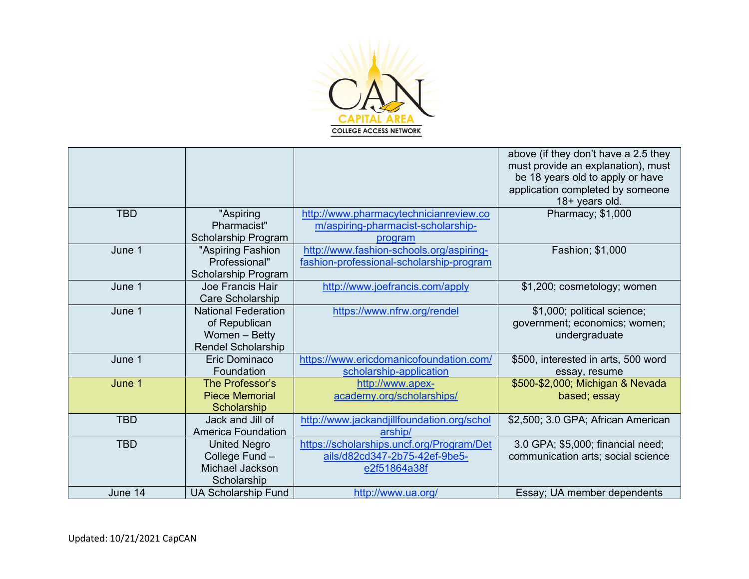| | | | |
|---|---|---|---|
| | | | above (if they don't have a 2.5 they must provide an explanation), must be 18 years old to apply or have application completed by someone 18+ years old. |
| TBD | "Aspiring Pharmacist" Scholarship Program | http://www.pharmacytechnicianreview.com/aspiring-pharmacist-scholarship-program | Pharmacy; $1,000 |
| June 1 | "Aspiring Fashion Professional" Scholarship Program | http://www.fashion-schools.org/aspiring-fashion-professional-scholarship-program | Fashion; $1,000 |
| June 1 | Joe Francis Hair Care Scholarship | http://www.joefrancis.com/apply | $1,200; cosmetology; women |
| June 1 | National Federation of Republican Women – Betty Rendel Scholarship | https://www.nfrw.org/rendel | $1,000; political science; government; economics; women; undergraduate |
| June 1 | Eric Dominaco Foundation | https://www.ericdomanicofoundation.com/scholarship-application | $500, interested in arts, 500 word essay, resume |
| June 1 | The Professor's Piece Memorial Scholarship | http://www.apex-academy.org/scholarships/ | $500-$2,000; Michigan & Nevada based; essay |
| TBD | Jack and Jill of America Foundation | http://www.jackandjillfoundation.org/scholarship/ | $2,500; 3.0 GPA; African American |
| TBD | United Negro College Fund – Michael Jackson Scholarship | https://scholarships.uncf.org/Program/Details/d82cd347-2b75-42ef-9be5-e2f51864a38f | 3.0 GPA; $5,000; financial need; communication arts; social science |
| June 14 | UA Scholarship Fund | http://www.ua.org/ | Essay; UA member dependents |

Updated: 10/21/2021 CapCAN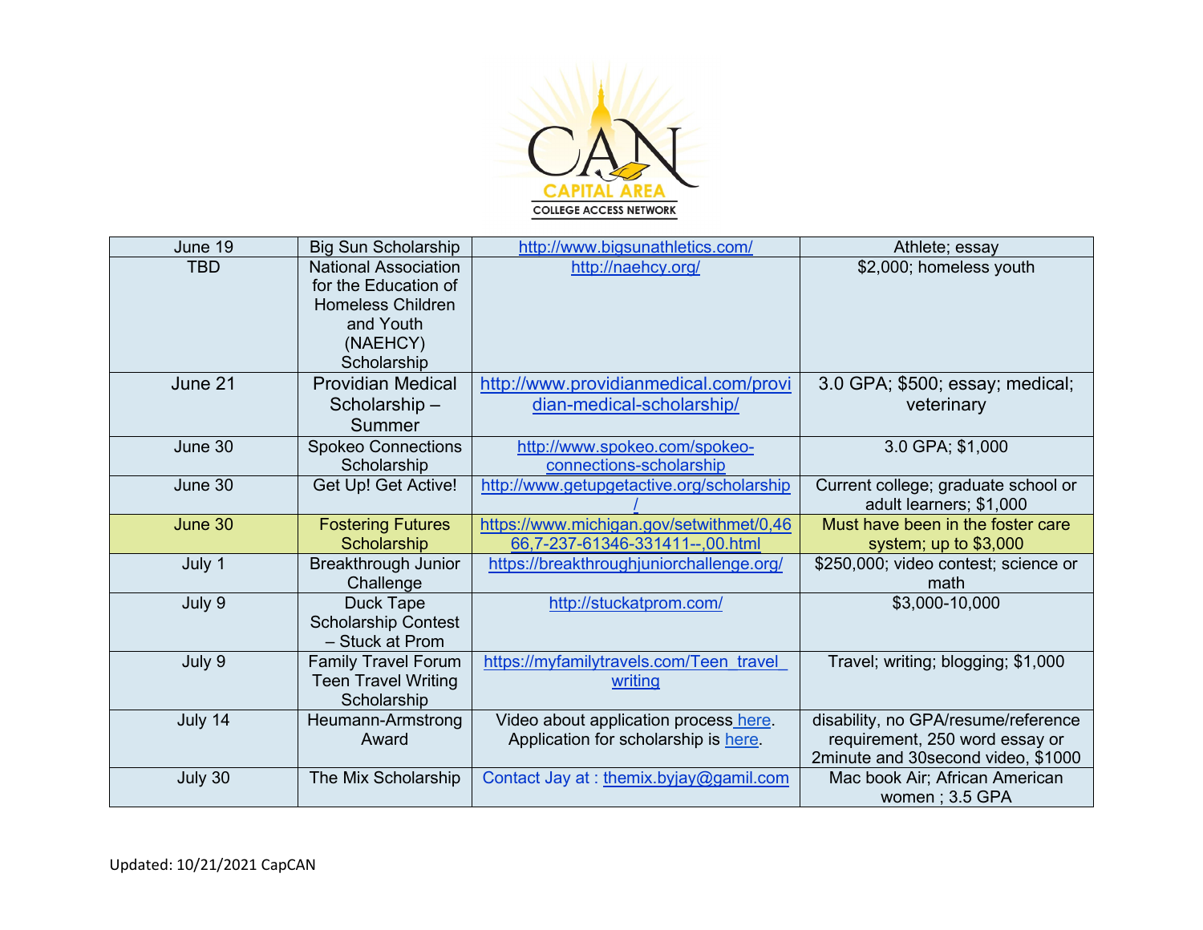| June 19 | Big Sun Scholarship | http://www.bigsunathletics.com/ | Athlete; essay |
|---|---|---|---|
| TBD | National Association for the Education of Homeless Children and Youth (NAEHCY) Scholarship | http://naehcy.org/ | $2,000; homeless youth |
| June 21 | Providian Medical Scholarship – Summer | http://www.providianmedical.com/providian-medical-scholarship/ | 3.0 GPA; $500; essay; medical; veterinary |
| June 30 | Spokeo Connections Scholarship | http://www.spokeo.com/spokeo-connections-scholarship | 3.0 GPA; $1,000 |
| June 30 | Get Up! Get Active! | http://www.getupgetactive.org/scholarship/ | Current college; graduate school or adult learners; $1,000 |
| June 30 | Fostering Futures Scholarship | https://www.michigan.gov/setwithmet/0,4666,7-237-61346-331411--,00.html | Must have been in the foster care system; up to $3,000 |
| July 1 | Breakthrough Junior Challenge | https://breakthroughjuniorchallenge.org/ | $250,000; video contest; science or math |
| July 9 | Duck Tape Scholarship Contest – Stuck at Prom | http://stuckatprom.com/ | $3,000-10,000 |
| July 9 | Family Travel Forum Teen Travel Writing Scholarship | https://myfamilytravels.com/Teen_travel_writing | Travel; writing; blogging; $1,000 |
| July 14 | Heumann-Armstrong Award | Video about application process here. Application for scholarship is here. | disability, no GPA/resume/reference requirement, 250 word essay or 2minute and 30second video, $1000 |
| July 30 | The Mix Scholarship | Contact Jay at : themix.byjay@gamil.com | Mac book Air; African American women ; 3.5 GPA |

Updated: 10/21/2021 CapCAN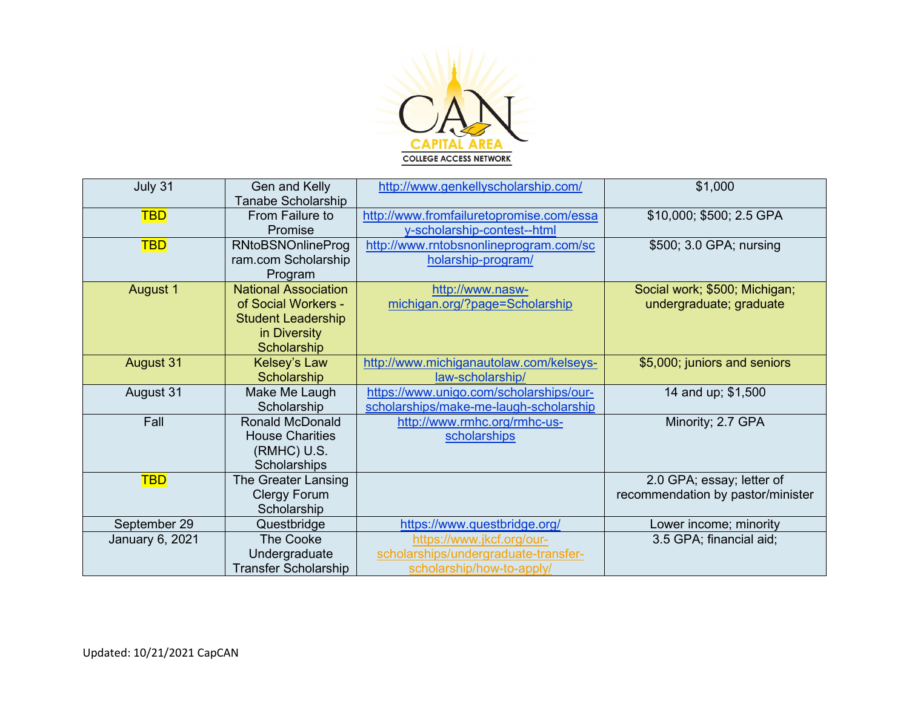| July 31 | Gen and Kelly Tanabe Scholarship | http://www.genkellyscholarship.com/ | $1,000 |
|---|---|---|---|
| TBD | From Failure to Promise | http://www.fromfailuretopromise.com/essay-scholarship-contest--html | $10,000; $500; 2.5 GPA |
| TBD | RNtoBSNOnlineProgram.com Scholarship Program | http://www.rntobsnonlineprogram.com/scholarship-program/ | $500; 3.0 GPA; nursing |
| August 1 | National Association of Social Workers - Student Leadership in Diversity Scholarship | http://www.nasw-michigan.org/?page=Scholarship | Social work; $500; Michigan; undergraduate; graduate |
| August 31 | Kelsey's Law Scholarship | http://www.michiganautolaw.com/kelseys-law-scholarship/ | $5,000; juniors and seniors |
| August 31 | Make Me Laugh Scholarship | https://www.unigo.com/scholarships/our-scholarships/make-me-laugh-scholarship | 14 and up; $1,500 |
| Fall | Ronald McDonald House Charities (RMHC) U.S. Scholarships | http://www.rmhc.org/rmhc-us-scholarships | Minority; 2.7 GPA |
| TBD | The Greater Lansing Clergy Forum Scholarship | | 2.0 GPA; essay; letter of recommendation by pastor/minister |
| September 29 | Questbridge | https://www.questbridge.org/ | Lower income; minority |
| January 6, 2021 | The Cooke Undergraduate Transfer Scholarship | https://www.jkcf.org/our-scholarships/undergraduate-transfer-scholarship/how-to-apply/ | 3.5 GPA; financial aid; |

Updated: 10/21/2021 CapCAN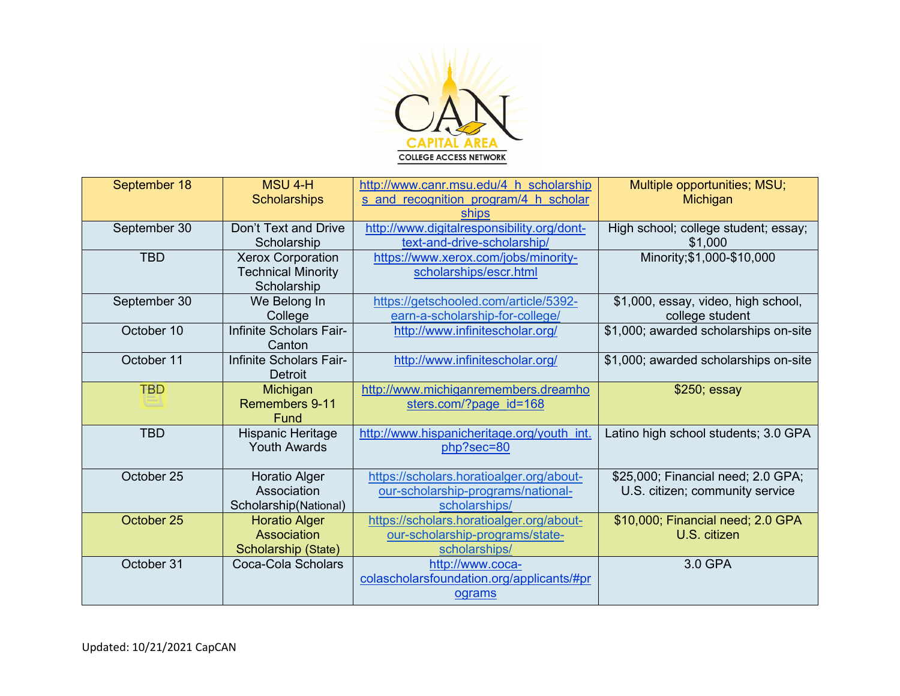| September 18 | MSU 4-H Scholarships | http://www.canr.msu.edu/4_h_scholarships_and_recognition_program/4_h_scholarships | Multiple opportunities; MSU; Michigan |
|---|---|---|---|
| September 30 | Don't Text and Drive Scholarship | http://www.digitalresponsibility.org/dont-text-and-drive-scholarship/ | High school; college student; essay; $1,000 |
| TBD | Xerox Corporation Technical Minority Scholarship | https://www.xerox.com/jobs/minority-scholarships/escr.html | Minority;$1,000-$10,000 |
| September 30 | We Belong In College | https://getschooled.com/article/5392-earn-a-scholarship-for-college/ | $1,000, essay, video, high school, college student |
| October 10 | Infinite Scholars Fair-Canton | http://www.infinitescholar.org/ | $1,000; awarded scholarships on-site |
| October 11 | Infinite Scholars Fair-Detroit | http://www.infinitescholar.org/ | $1,000; awarded scholarships on-site |
| TBD | Michigan Remembers 9-11 Fund | http://www.michiganremembers.dreamhosters.com/?page_id=168 | $250; essay |
| TBD | Hispanic Heritage Youth Awards | http://www.hispanicheritage.org/youth_int.php?sec=80 | Latino high school students; 3.0 GPA |
| October 25 | Horatio Alger Association Scholarship(National) | https://scholars.horatioalger.org/about-our-scholarship-programs/national-scholarships/ | $25,000; Financial need; 2.0 GPA; U.S. citizen; community service |
| October 25 | Horatio Alger Association Scholarship (State) | https://scholars.horatioalger.org/about-our-scholarship-programs/state-scholarships/ | $10,000; Financial need; 2.0 GPA U.S. citizen |
| October 31 | Coca-Cola Scholars | http://www.coca-colascholarsfoundation.org/applicants/#programs | 3.0 GPA |

Updated: 10/21/2021 CapCAN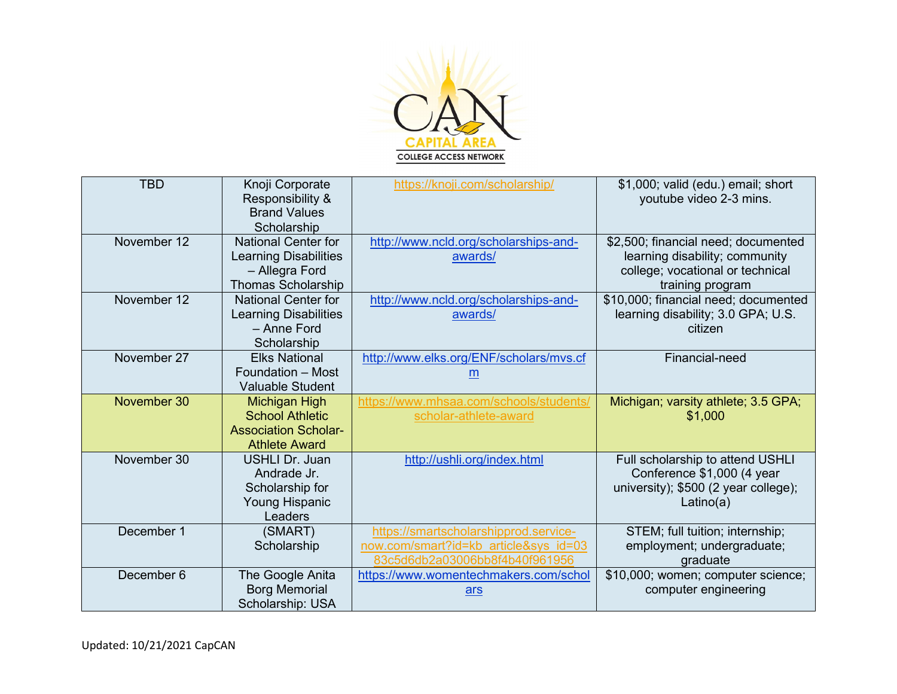| TBD | Knoji Corporate Responsibility & Brand Values Scholarship | https://knoji.com/scholarship/ | $1,000; valid (edu.) email; short youtube video 2-3 mins. |
|---|---|---|---|
| November 12 | National Center for Learning Disabilities – Allegra Ford Thomas Scholarship | http://www.ncld.org/scholarships-and-awards/ | $2,500; financial need; documented learning disability; community college; vocational or technical training program |
| November 12 | National Center for Learning Disabilities – Anne Ford Scholarship | http://www.ncld.org/scholarships-and-awards/ | $10,000; financial need; documented learning disability; 3.0 GPA; U.S. citizen |
| November 27 | Elks National Foundation – Most Valuable Student | http://www.elks.org/ENF/scholars/mvs.cfm | Financial-need |
| November 30 | Michigan High School Athletic Association Scholar-Athlete Award | https://www.mhsaa.com/schools/students/scholar-athlete-award | Michigan; varsity athlete; 3.5 GPA; $1,000 |
| November 30 | USHLI Dr. Juan Andrade Jr. Scholarship for Young Hispanic Leaders | http://ushli.org/index.html | Full scholarship to attend USHLI Conference $1,000 (4 year university); $500 (2 year college); Latino(a) |
| December 1 | (SMART) Scholarship | https://smartscholarshipprod.service-now.com/smart?id=kb_article&sys_id=0383c5d6db2a03006bb8f4b40f961956 | STEM; full tuition; internship; employment; undergraduate; graduate |
| December 6 | The Google Anita Borg Memorial Scholarship: USA | https://www.womentechmakers.com/scholars | $10,000; women; computer science; computer engineering |

Updated: 10/21/2021 CapCAN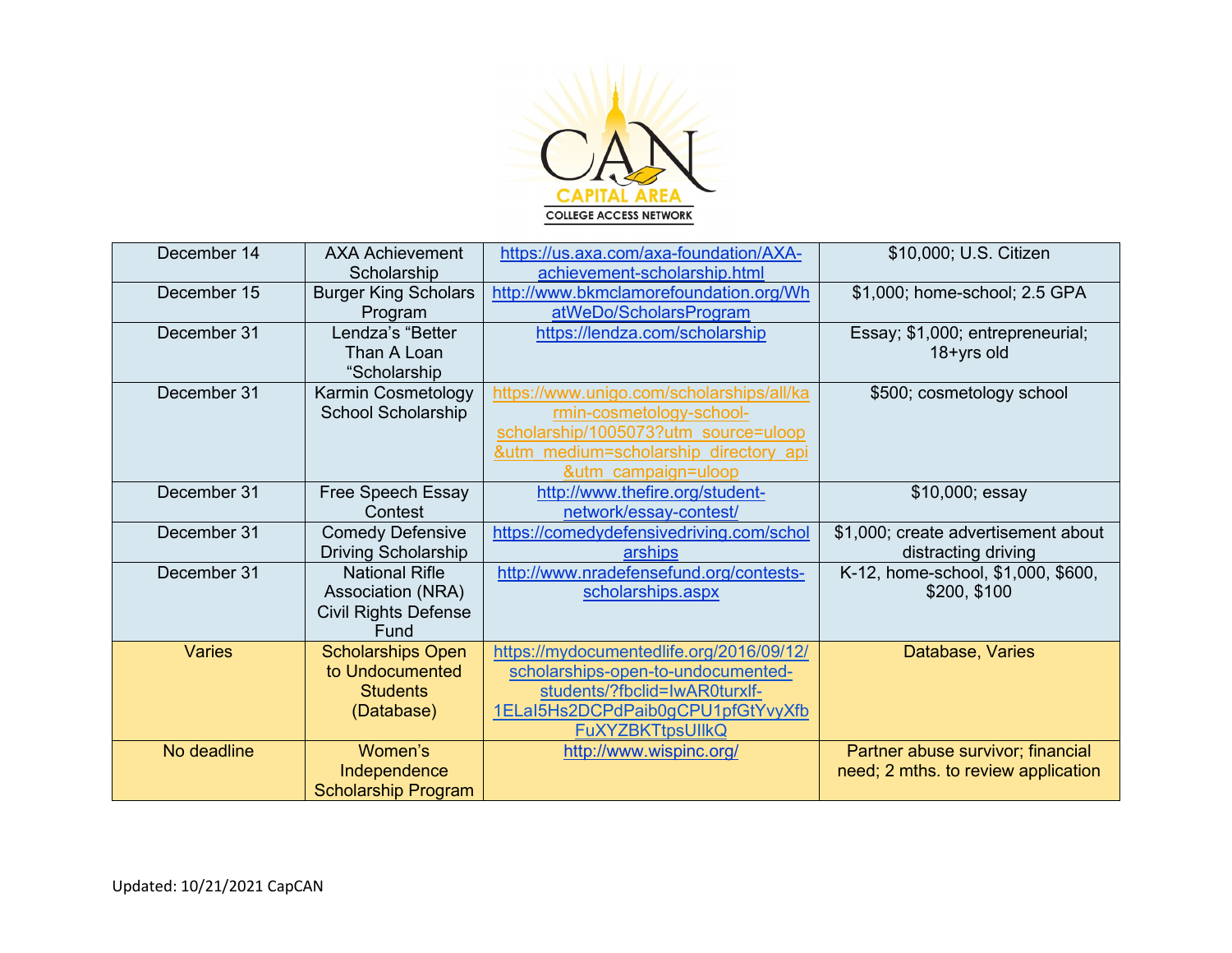| December 14 | AXA Achievement Scholarship | https://us.axa.com/axa-foundation/AXA-achievement-scholarship.html | $10,000; U.S. Citizen |
|---|---|---|---|
| December 15 | Burger King Scholars Program | http://www.bkmclamorefoundation.org/WhatWeDo/ScholarsProgram | $1,000; home-school; 2.5 GPA |
| December 31 | Lendza's "Better Than A Loan "Scholarship | https://lendza.com/scholarship | Essay; $1,000; entrepreneurial; 18+yrs old |
| December 31 | Karmin Cosmetology School Scholarship | https://www.unigo.com/scholarships/all/karmin-cosmetology-school-scholarship/1005073?utm_source=uloop&utm_medium=scholarship_directory_api&utm_campaign=uloop | $500; cosmetology school |
| December 31 | Free Speech Essay Contest | http://www.thefire.org/student-network/essay-contest/ | $10,000; essay |
| December 31 | Comedy Defensive Driving Scholarship | https://comedydefensivedriving.com/scholarships | $1,000; create advertisement about distracting driving |
| December 31 | National Rifle Association (NRA) Civil Rights Defense Fund | http://www.nradefensefund.org/contests-scholarships.aspx | K-12, home-school, $1,000, $600, $200, $100 |
| Varies | Scholarships Open to Undocumented Students (Database) | https://mydocumentedlife.org/2016/09/12/scholarships-open-to-undocumented-students/?fbclid=IwAR0turxlf-1ELaI5Hs2DCPdPaib0gCPU1pfGtYvyXfbFuXYZBKTtpsUIlkQ | Database, Varies |
| No deadline | Women's Independence Scholarship Program | http://www.wispinc.org/ | Partner abuse survivor; financial need; 2 mths. to review application |

Updated: 10/21/2021 CapCAN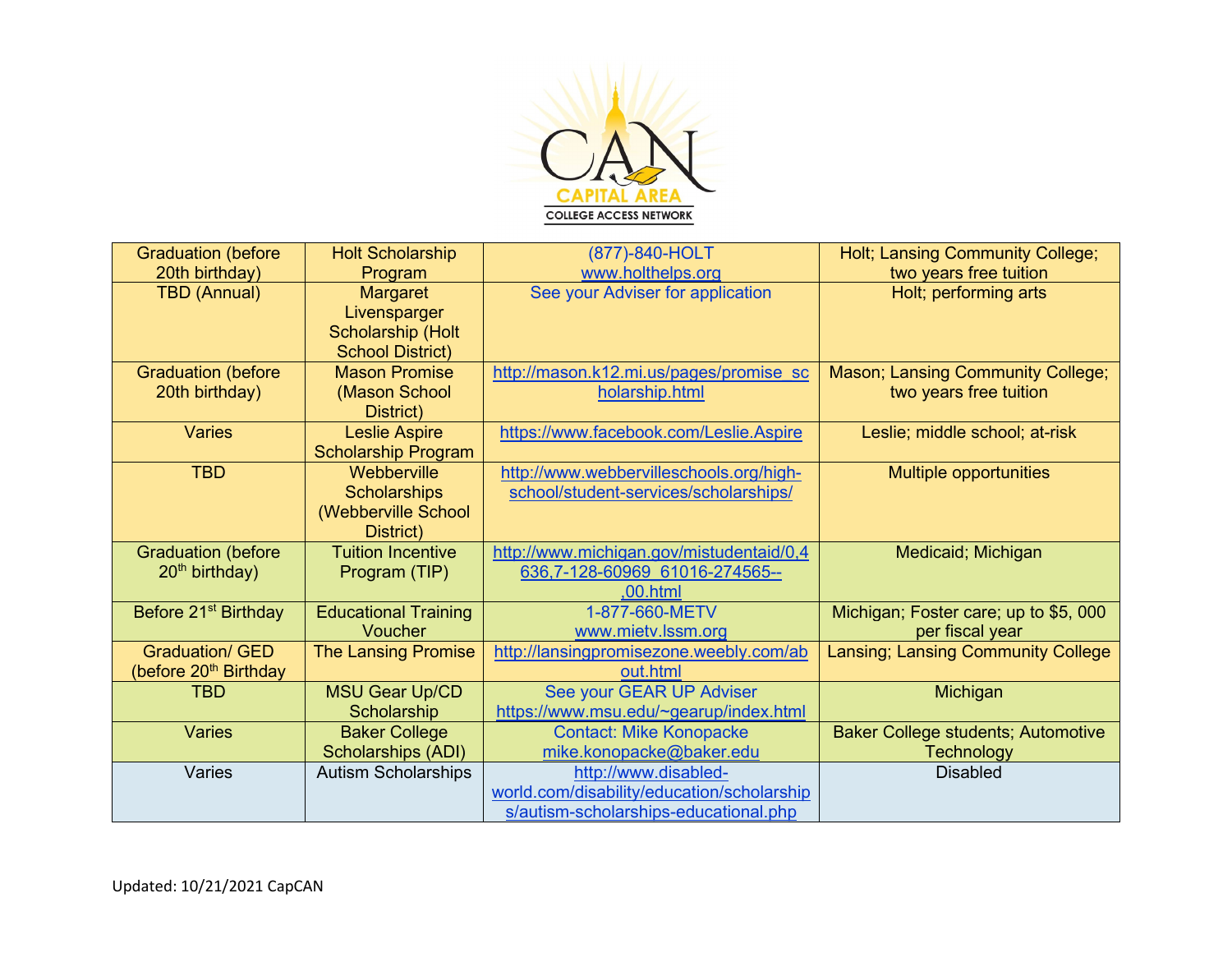| Graduation (before 20th birthday) | Holt Scholarship Program | (877)-840-HOLT www.holthelps.org | Holt; Lansing Community College; two years free tuition |
|---|---|---|---|
| TBD (Annual) | Margaret Livensparger Scholarship (Holt School District) | See your Adviser for application | Holt; performing arts |
| Graduation (before 20th birthday) | Mason Promise (Mason School District) | http://mason.k12.mi.us/pages/promise_scholarship.html | Mason; Lansing Community College; two years free tuition |
| Varies | Leslie Aspire Scholarship Program | https://www.facebook.com/Leslie.Aspire | Leslie; middle school; at-risk |
| TBD | Webberville Scholarships (Webberville School District) | http://www.webbervilleschools.org/high-school/student-services/scholarships/ | Multiple opportunities |
| Graduation (before 20th birthday) | Tuition Incentive Program (TIP) | http://www.michigan.gov/mistudentaid/0,4636,7-128-60969_61016-274565--,00.html | Medicaid; Michigan |
| Before 21st Birthday | Educational Training Voucher | 1-877-660-METV www.mietv.lssm.org | Michigan; Foster care; up to $5, 000 per fiscal year |
| Graduation/ GED (before 20th Birthday | The Lansing Promise | http://lansingpromisezone.weebly.com/about.html | Lansing; Lansing Community College |
| TBD | MSU Gear Up/CD Scholarship | See your GEAR UP Adviser https://www.msu.edu/~gearup/index.html | Michigan |
| Varies | Baker College Scholarships (ADI) | Contact: Mike Konopacke mike.konopacke@baker.edu | Baker College students; Automotive Technology |
| Varies | Autism Scholarships | http://www.disabled-world.com/disability/education/scholarships/autism-scholarships-educational.php | Disabled |

Updated: 10/21/2021 CapCAN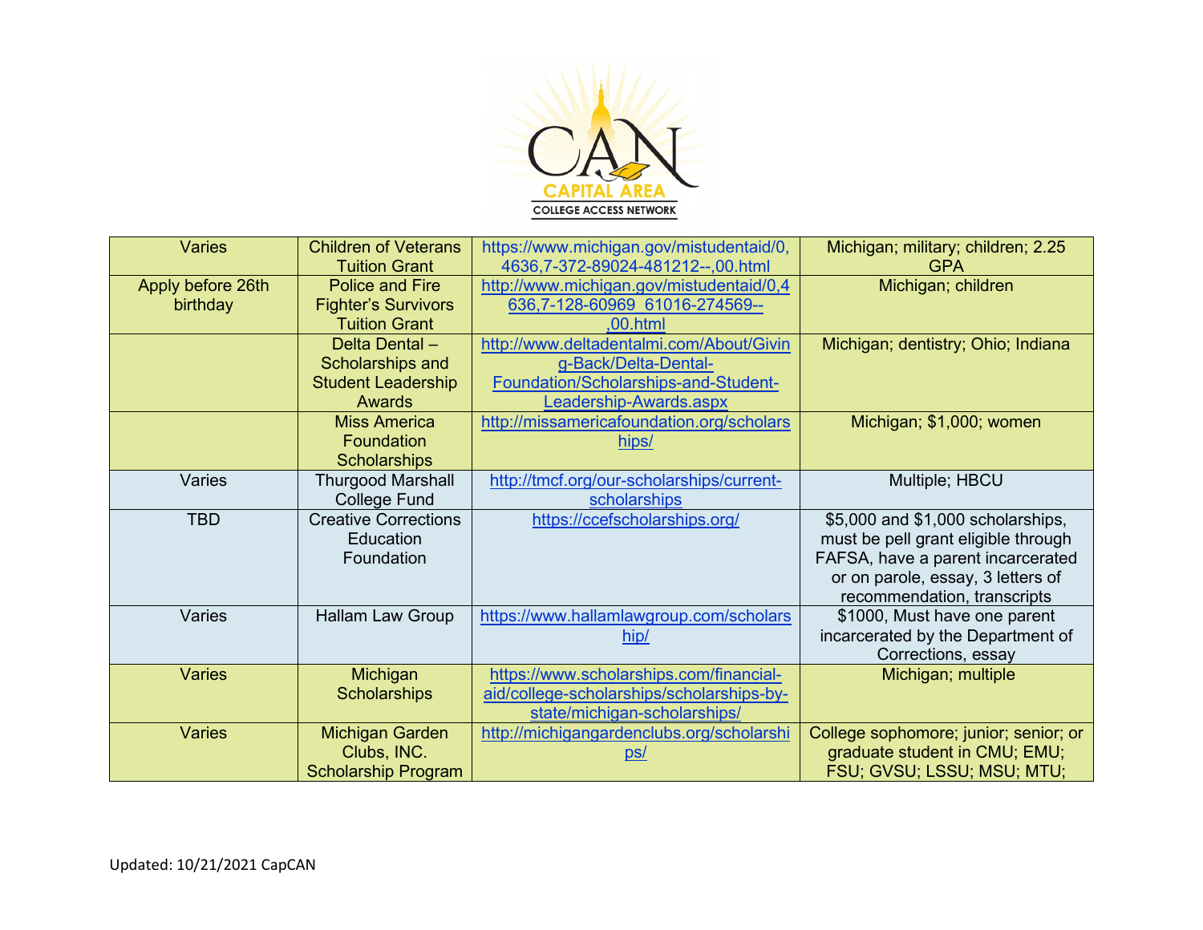| Varies | Children of Veterans Tuition Grant | https://www.michigan.gov/mistudentaid/0,4636,7-372-89024-481212--,00.html | Michigan; military; children; 2.25 GPA |
|---|---|---|---|
| Apply before 26th birthday | Police and Fire Fighter's Survivors Tuition Grant | http://www.michigan.gov/mistudentaid/0,4636,7-128-60969_61016-274569--,00.html | Michigan; children |
| | Delta Dental – Scholarships and Student Leadership Awards | http://www.deltadentalmi.com/About/Giving-Back/Delta-Dental-Foundation/Scholarships-and-Student-Leadership-Awards.aspx | Michigan; dentistry; Ohio; Indiana |
| | Miss America Foundation Scholarships | http://missamericafoundation.org/scholarships/ | Michigan; $1,000; women |
| Varies | Thurgood Marshall College Fund | http://tmcf.org/our-scholarships/current-scholarships | Multiple; HBCU |
| TBD | Creative Corrections Education Foundation | https://ccefscholarships.org/ | $5,000 and $1,000 scholarships, must be pell grant eligible through FAFSA, have a parent incarcerated or on parole, essay, 3 letters of recommendation, transcripts |
| Varies | Hallam Law Group | https://www.hallamlawgroup.com/scholarship/ | $1000, Must have one parent incarcerated by the Department of Corrections, essay |
| Varies | Michigan Scholarships | https://www.scholarships.com/financial-aid/college-scholarships/scholarships-by-state/michigan-scholarships/ | Michigan; multiple |
| Varies | Michigan Garden Clubs, INC. Scholarship Program | http://michigangardenclubs.org/scholarships/ | College sophomore; junior; senior; or graduate student in CMU; EMU; FSU; GVSU; LSSU; MSU; MTU; |

Updated: 10/21/2021 CapCAN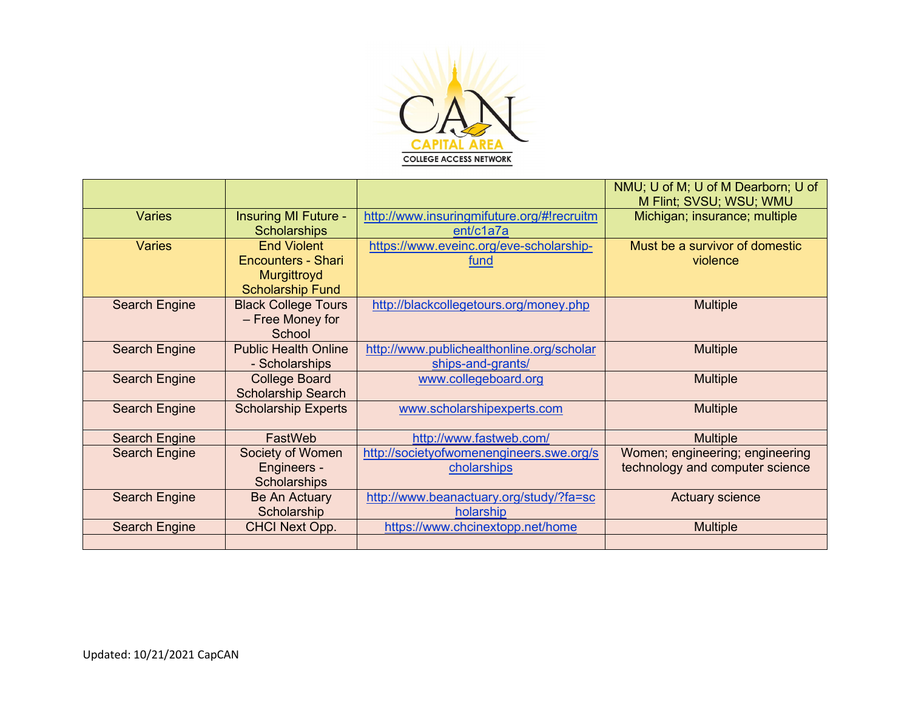| | | | |
|---|---|---|---|
| | | | NMU; U of M; U of M Dearborn; U of M Flint; SVSU; WSU; WMU |
| Varies | Insuring MI Future - Scholarships | http://www.insuringmifuture.org/#!recruitment/c1a7a | Michigan; insurance; multiple |
| Varies | End Violent Encounters - Shari Murgittroyd Scholarship Fund | https://www.eveinc.org/eve-scholarship-fund | Must be a survivor of domestic violence |
| Search Engine | Black College Tours – Free Money for School | http://blackcollegetours.org/money.php | Multiple |
| Search Engine | Public Health Online - Scholarships | http://www.publichealthonline.org/scholarships-and-grants/ | Multiple |
| Search Engine | College Board Scholarship Search | www.collegeboard.org | Multiple |
| Search Engine | Scholarship Experts | www.scholarshipexperts.com | Multiple |
| Search Engine | FastWeb | http://www.fastweb.com/ | Multiple |
| Search Engine | Society of Women Engineers - Scholarships | http://societyofwomenengineers.swe.org/scholarships | Women; engineering; engineering technology and computer science |
| Search Engine | Be An Actuary Scholarship | http://www.beanactuary.org/study/?fa=scholarship | Actuary science |
| Search Engine | CHCI Next Opp. | https://www.chcinextopp.net/home | Multiple |
| | | | |

Updated: 10/21/2021 CapCAN